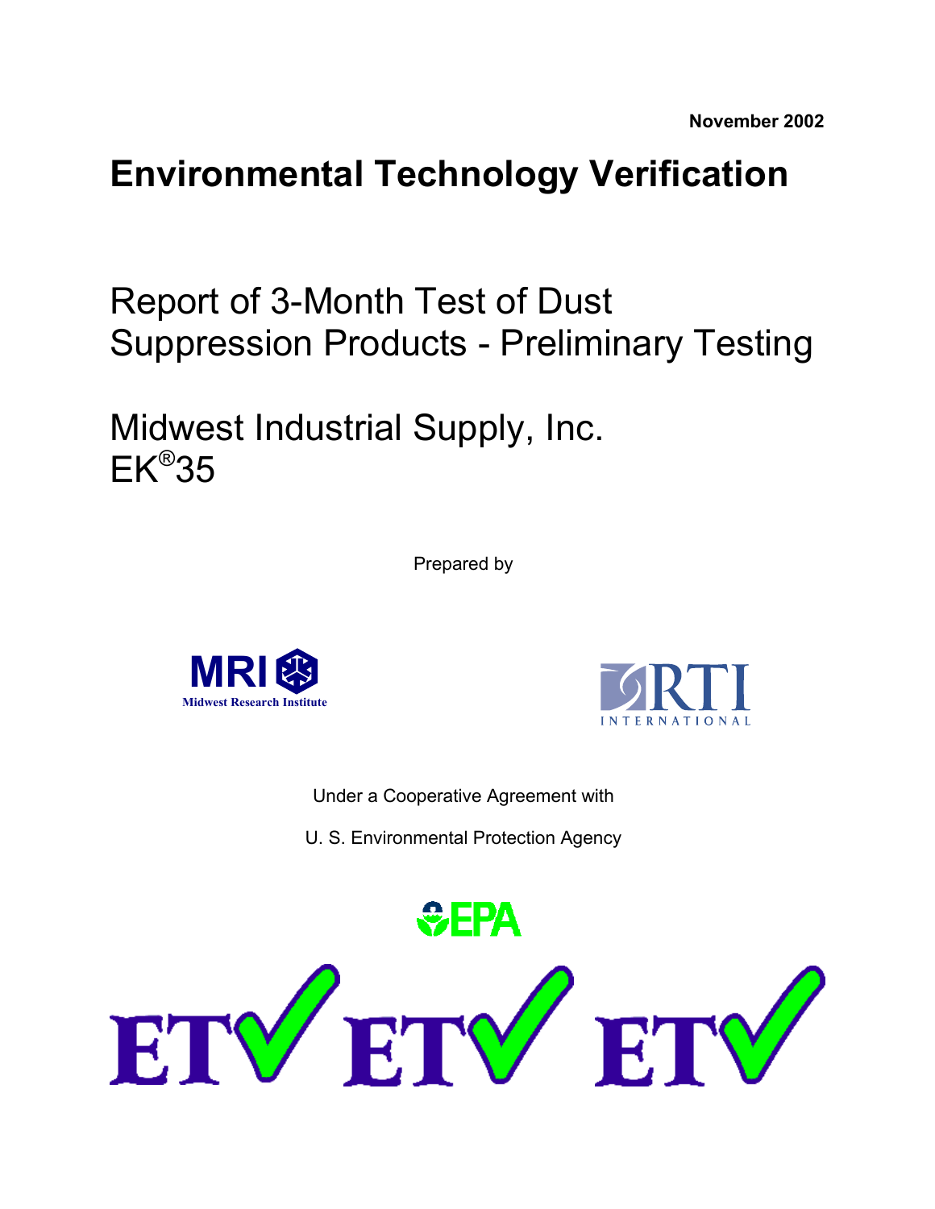November 2002

# Environmental Technology Verification

## Report of 3-Month Test of Dust Suppression Products - Preliminary Testing

## Midwest Industrial Supply, Inc. EK®35

Prepared by

MRI
Midwest Research Institute

RTI
INTERNATIONAL

Under a Cooperative Agreement with

U. S. Environmental Protection Agency

EPA

ETV ETV ETV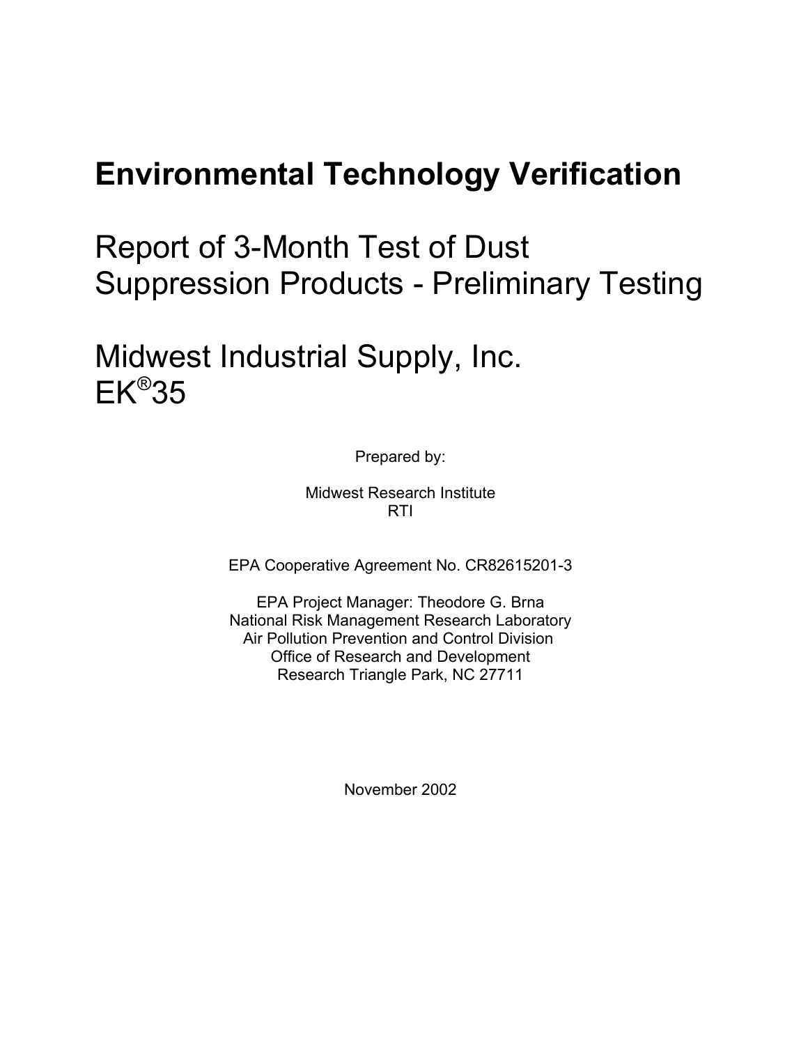# Environmental Technology Verification

# Report of 3-Month Test of Dust Suppression Products - Preliminary Testing

# Midwest Industrial Supply, Inc. EK®35

Prepared by:

Midwest Research Institute
RTI

EPA Cooperative Agreement No. CR82615201-3

EPA Project Manager: Theodore G. Brna
National Risk Management Research Laboratory
Air Pollution Prevention and Control Division
Office of Research and Development
Research Triangle Park, NC 27711

November 2002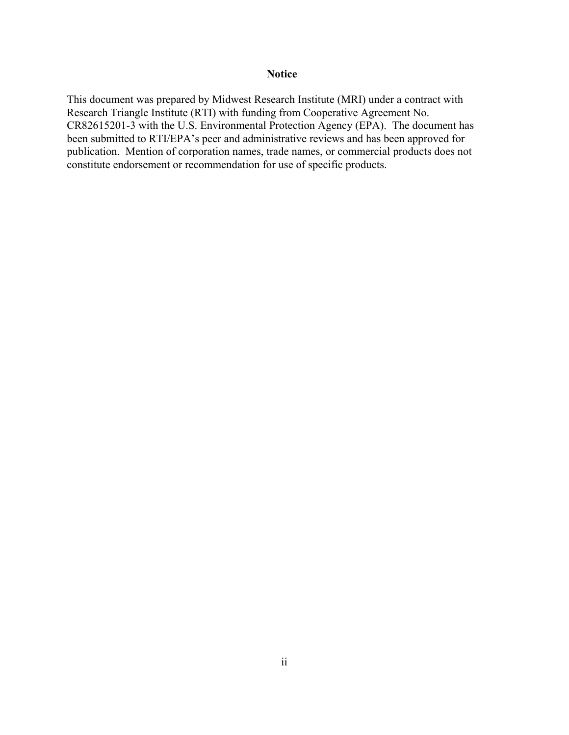## Notice

This document was prepared by Midwest Research Institute (MRI) under a contract with Research Triangle Institute (RTI) with funding from Cooperative Agreement No. CR82615201-3 with the U.S. Environmental Protection Agency (EPA). The document has been submitted to RTI/EPA's peer and administrative reviews and has been approved for publication. Mention of corporation names, trade names, or commercial products does not constitute endorsement or recommendation for use of specific products.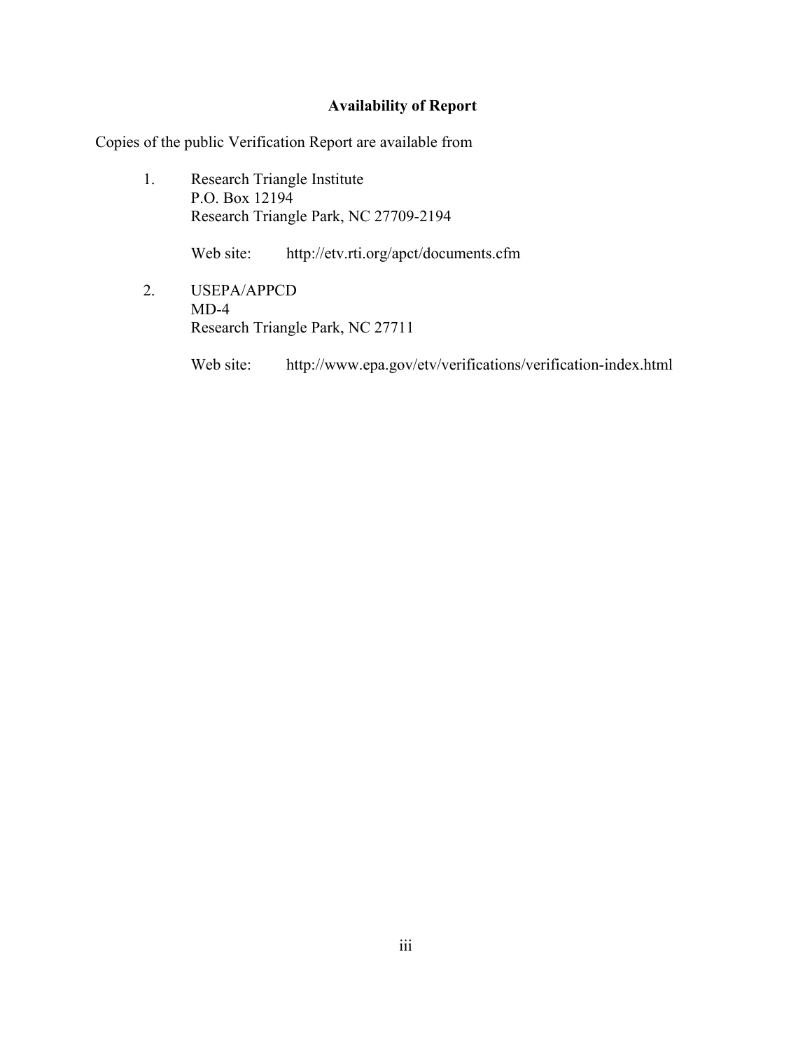## Availability of Report

Copies of the public Verification Report are available from

1. Research Triangle Institute
   P.O. Box 12194
   Research Triangle Park, NC 27709-2194

   Web site: http://etv.rti.org/apct/documents.cfm

2. USEPA/APPCD
   MD-4
   Research Triangle Park, NC 27711

   Web site: http://www.epa.gov/etv/verifications/verification-index.html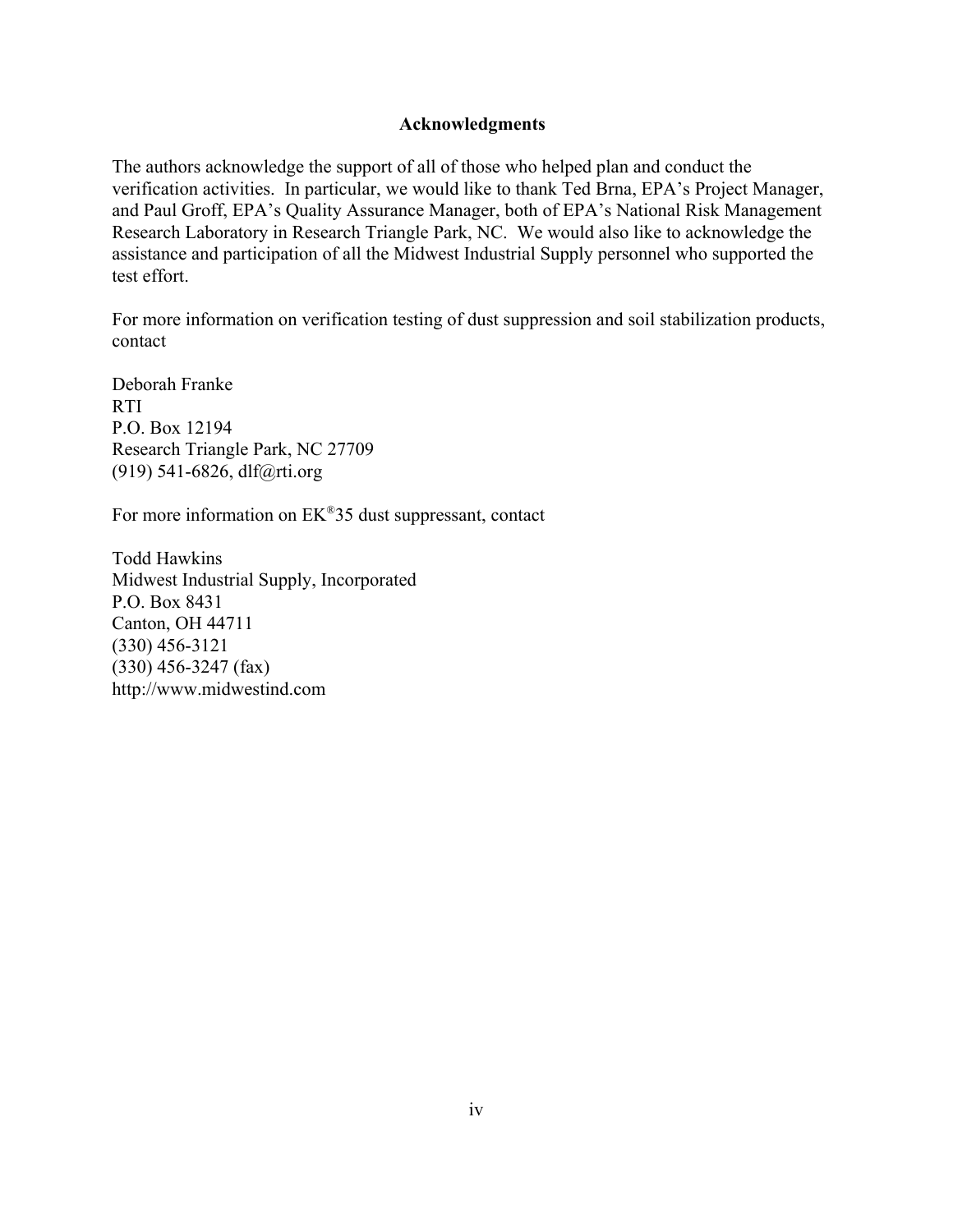## Acknowledgments

The authors acknowledge the support of all of those who helped plan and conduct the verification activities. In particular, we would like to thank Ted Brna, EPA's Project Manager, and Paul Groff, EPA's Quality Assurance Manager, both of EPA's National Risk Management Research Laboratory in Research Triangle Park, NC. We would also like to acknowledge the assistance and participation of all the Midwest Industrial Supply personnel who supported the test effort.

For more information on verification testing of dust suppression and soil stabilization products, contact

Deborah Franke  
RTI  
P.O. Box 12194  
Research Triangle Park, NC 27709  
(919) 541-6826, dlf@rti.org

For more information on EK®35 dust suppressant, contact

Todd Hawkins  
Midwest Industrial Supply, Incorporated  
P.O. Box 8431  
Canton, OH 44711  
(330) 456-3121  
(330) 456-3247 (fax)  
http://www.midwestind.com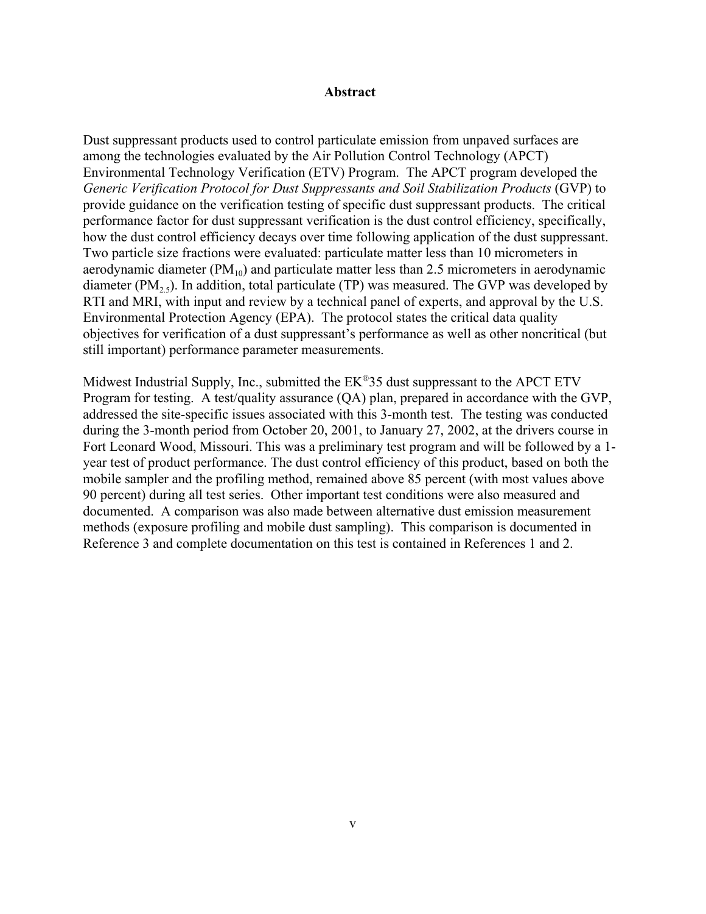# Abstract

Dust suppressant products used to control particulate emission from unpaved surfaces are among the technologies evaluated by the Air Pollution Control Technology (APCT) Environmental Technology Verification (ETV) Program. The APCT program developed the *Generic Verification Protocol for Dust Suppressants and Soil Stabilization Products* (GVP) to provide guidance on the verification testing of specific dust suppressant products. The critical performance factor for dust suppressant verification is the dust control efficiency, specifically, how the dust control efficiency decays over time following application of the dust suppressant. Two particle size fractions were evaluated: particulate matter less than 10 micrometers in aerodynamic diameter ($PM_{10}$) and particulate matter less than 2.5 micrometers in aerodynamic diameter ($PM_{2.5}$). In addition, total particulate (TP) was measured. The GVP was developed by RTI and MRI, with input and review by a technical panel of experts, and approval by the U.S. Environmental Protection Agency (EPA). The protocol states the critical data quality objectives for verification of a dust suppressant's performance as well as other noncritical (but still important) performance parameter measurements.

Midwest Industrial Supply, Inc., submitted the EK®35 dust suppressant to the APCT ETV Program for testing. A test/quality assurance (QA) plan, prepared in accordance with the GVP, addressed the site-specific issues associated with this 3-month test. The testing was conducted during the 3-month period from October 20, 2001, to January 27, 2002, at the drivers course in Fort Leonard Wood, Missouri. This was a preliminary test program and will be followed by a 1-year test of product performance. The dust control efficiency of this product, based on both the mobile sampler and the profiling method, remained above 85 percent (with most values above 90 percent) during all test series. Other important test conditions were also measured and documented. A comparison was also made between alternative dust emission measurement methods (exposure profiling and mobile dust sampling). This comparison is documented in Reference 3 and complete documentation on this test is contained in References 1 and 2.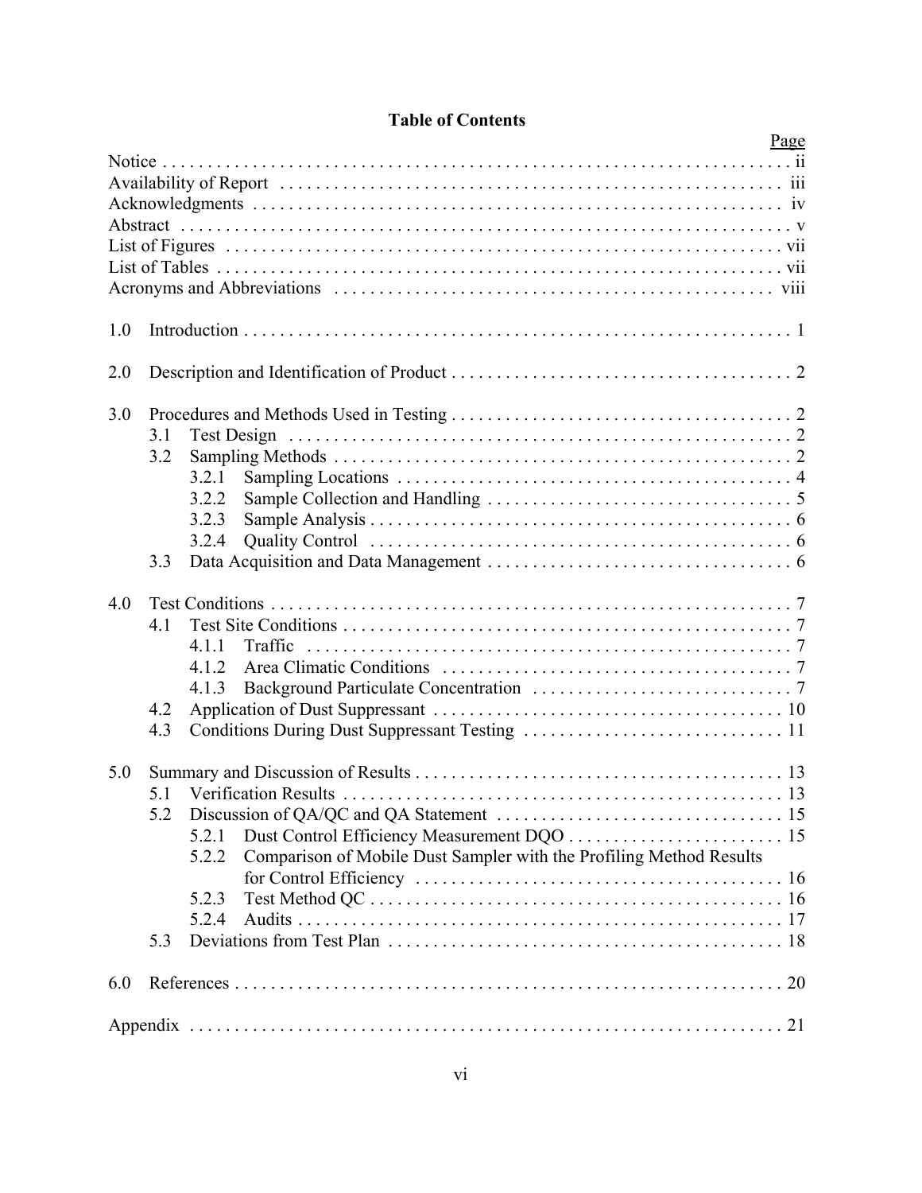# Table of Contents

| | Page |
|---|---|
| Notice | ii |
| Availability of Report | iii |
| Acknowledgments | iv |
| Abstract | v |
| List of Figures | vii |
| List of Tables | vii |
| Acronyms and Abbreviations | viii |
| 1.0 Introduction | 1 |
| 2.0 Description and Identification of Product | 2 |
| 3.0 Procedures and Methods Used in Testing | 2 |
| 3.1 Test Design | 2 |
| 3.2 Sampling Methods | 2 |
| 3.2.1 Sampling Locations | 4 |
| 3.2.2 Sample Collection and Handling | 5 |
| 3.2.3 Sample Analysis | 6 |
| 3.2.4 Quality Control | 6 |
| 3.3 Data Acquisition and Data Management | 6 |
| 4.0 Test Conditions | 7 |
| 4.1 Test Site Conditions | 7 |
| 4.1.1 Traffic | 7 |
| 4.1.2 Area Climatic Conditions | 7 |
| 4.1.3 Background Particulate Concentration | 7 |
| 4.2 Application of Dust Suppressant | 10 |
| 4.3 Conditions During Dust Suppressant Testing | 11 |
| 5.0 Summary and Discussion of Results | 13 |
| 5.1 Verification Results | 13 |
| 5.2 Discussion of QA/QC and QA Statement | 15 |
| 5.2.1 Dust Control Efficiency Measurement DQO | 15 |
| 5.2.2 Comparison of Mobile Dust Sampler with the Profiling Method Results for Control Efficiency | 16 |
| 5.2.3 Test Method QC | 16 |
| 5.2.4 Audits | 17 |
| 5.3 Deviations from Test Plan | 18 |
| 6.0 References | 20 |
| Appendix | 21 |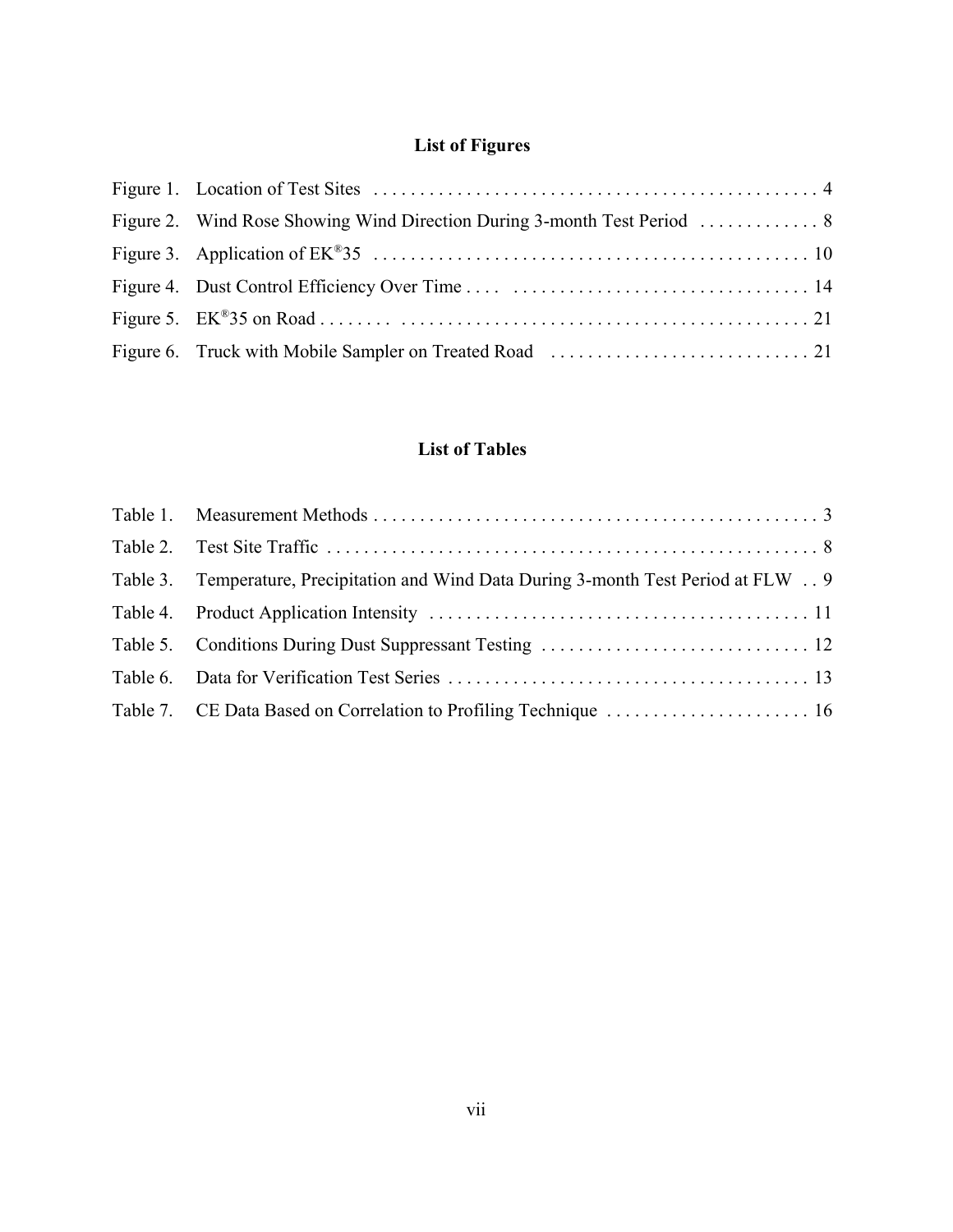## List of Figures

Figure 1. Location of Test Sites . . . . . . . . . . . . . . . . . . . . . . . . . . . . . . . . . . . . . . . . . . . . . . . . 4

Figure 2. Wind Rose Showing Wind Direction During 3-month Test Period . . . . . . . . . . . . . 8

Figure 3. Application of EK®35 . . . . . . . . . . . . . . . . . . . . . . . . . . . . . . . . . . . . . . . . . . . . . . . 10

Figure 4. Dust Control Efficiency Over Time . . . . . . . . . . . . . . . . . . . . . . . . . . . . . . . . . . . . 14

Figure 5. EK®35 on Road . . . . . . . . . . . . . . . . . . . . . . . . . . . . . . . . . . . . . . . . . . . . . . . . . . . 21

Figure 6. Truck with Mobile Sampler on Treated Road . . . . . . . . . . . . . . . . . . . . . . . . . . . . 21

## List of Tables

Table 1. Measurement Methods . . . . . . . . . . . . . . . . . . . . . . . . . . . . . . . . . . . . . . . . . . . . . . . . 3

Table 2. Test Site Traffic . . . . . . . . . . . . . . . . . . . . . . . . . . . . . . . . . . . . . . . . . . . . . . . . . . . . . 8

Table 3. Temperature, Precipitation and Wind Data During 3-month Test Period at FLW . . 9

Table 4. Product Application Intensity . . . . . . . . . . . . . . . . . . . . . . . . . . . . . . . . . . . . . . . . . 11

Table 5. Conditions During Dust Suppressant Testing . . . . . . . . . . . . . . . . . . . . . . . . . . . . . 12

Table 6. Data for Verification Test Series . . . . . . . . . . . . . . . . . . . . . . . . . . . . . . . . . . . . . . . 13

Table 7. CE Data Based on Correlation to Profiling Technique . . . . . . . . . . . . . . . . . . . . . . 16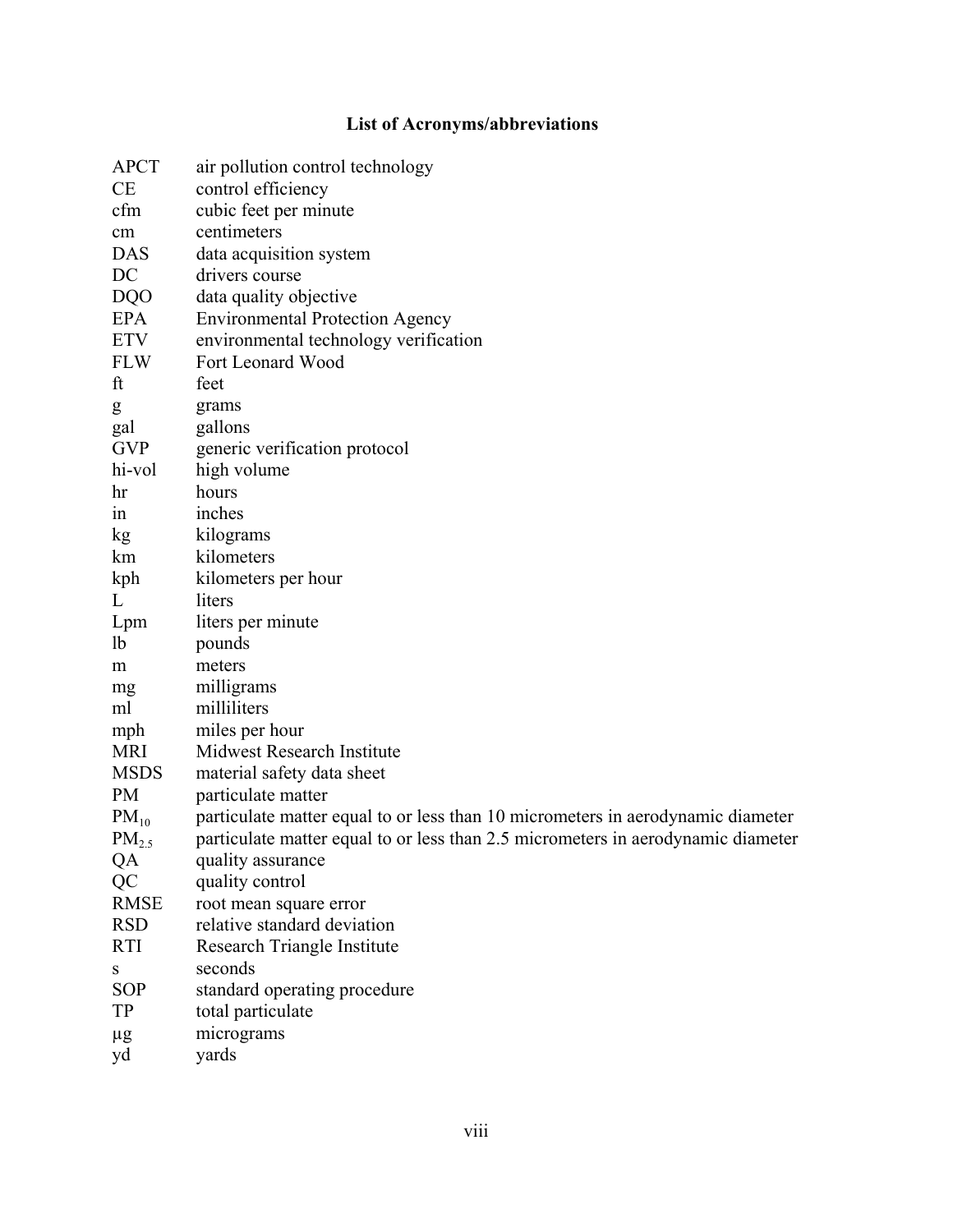## List of Acronyms/abbreviations

| | |
|---|---|
| APCT | air pollution control technology |
| CE | control efficiency |
| cfm | cubic feet per minute |
| cm | centimeters |
| DAS | data acquisition system |
| DC | drivers course |
| DQO | data quality objective |
| EPA | Environmental Protection Agency |
| ETV | environmental technology verification |
| FLW | Fort Leonard Wood |
| ft | feet |
| g | grams |
| gal | gallons |
| GVP | generic verification protocol |
| hi-vol | high volume |
| hr | hours |
| in | inches |
| kg | kilograms |
| km | kilometers |
| kph | kilometers per hour |
| L | liters |
| Lpm | liters per minute |
| lb | pounds |
| m | meters |
| mg | milligrams |
| ml | milliliters |
| mph | miles per hour |
| MRI | Midwest Research Institute |
| MSDS | material safety data sheet |
| PM | particulate matter |
| $PM_{10}$ | particulate matter equal to or less than 10 micrometers in aerodynamic diameter |
| $PM_{2.5}$ | particulate matter equal to or less than 2.5 micrometers in aerodynamic diameter |
| QA | quality assurance |
| QC | quality control |
| RMSE | root mean square error |
| RSD | relative standard deviation |
| RTI | Research Triangle Institute |
| s | seconds |
| SOP | standard operating procedure |
| TP | total particulate |
| µg | micrograms |
| yd | yards |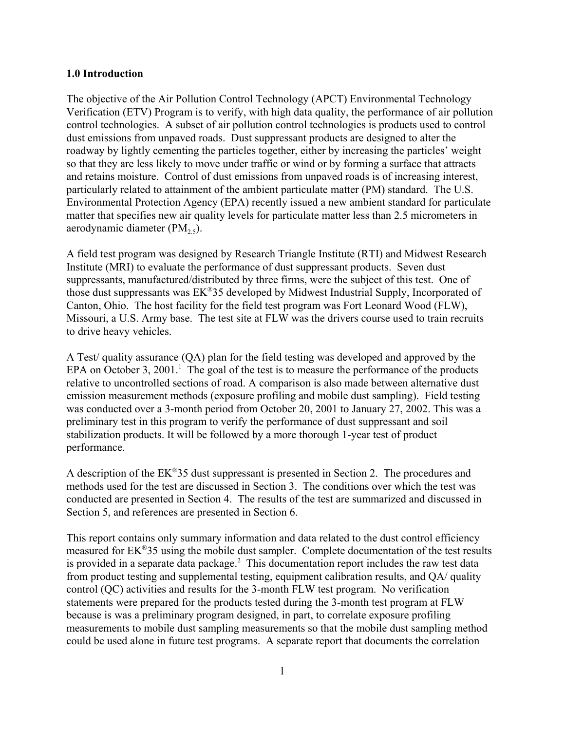## 1.0 Introduction

The objective of the Air Pollution Control Technology (APCT) Environmental Technology Verification (ETV) Program is to verify, with high data quality, the performance of air pollution control technologies. A subset of air pollution control technologies is products used to control dust emissions from unpaved roads. Dust suppressant products are designed to alter the roadway by lightly cementing the particles together, either by increasing the particles' weight so that they are less likely to move under traffic or wind or by forming a surface that attracts and retains moisture. Control of dust emissions from unpaved roads is of increasing interest, particularly related to attainment of the ambient particulate matter (PM) standard. The U.S. Environmental Protection Agency (EPA) recently issued a new ambient standard for particulate matter that specifies new air quality levels for particulate matter less than 2.5 micrometers in aerodynamic diameter ($PM_{2.5}$).

A field test program was designed by Research Triangle Institute (RTI) and Midwest Research Institute (MRI) to evaluate the performance of dust suppressant products. Seven dust suppressants, manufactured/distributed by three firms, were the subject of this test. One of those dust suppressants was EK®35 developed by Midwest Industrial Supply, Incorporated of Canton, Ohio. The host facility for the field test program was Fort Leonard Wood (FLW), Missouri, a U.S. Army base. The test site at FLW was the drivers course used to train recruits to drive heavy vehicles.

A Test/ quality assurance (QA) plan for the field testing was developed and approved by the EPA on October 3, 2001.[1] The goal of the test is to measure the performance of the products relative to uncontrolled sections of road. A comparison is also made between alternative dust emission measurement methods (exposure profiling and mobile dust sampling). Field testing was conducted over a 3-month period from October 20, 2001 to January 27, 2002. This was a preliminary test in this program to verify the performance of dust suppressant and soil stabilization products. It will be followed by a more thorough 1-year test of product performance.

A description of the EK®35 dust suppressant is presented in Section 2. The procedures and methods used for the test are discussed in Section 3. The conditions over which the test was conducted are presented in Section 4. The results of the test are summarized and discussed in Section 5, and references are presented in Section 6.

This report contains only summary information and data related to the dust control efficiency measured for EK®35 using the mobile dust sampler. Complete documentation of the test results is provided in a separate data package.[2] This documentation report includes the raw test data from product testing and supplemental testing, equipment calibration results, and QA/ quality control (QC) activities and results for the 3-month FLW test program. No verification statements were prepared for the products tested during the 3-month test program at FLW because is was a preliminary program designed, in part, to correlate exposure profiling measurements to mobile dust sampling measurements so that the mobile dust sampling method could be used alone in future test programs. A separate report that documents the correlation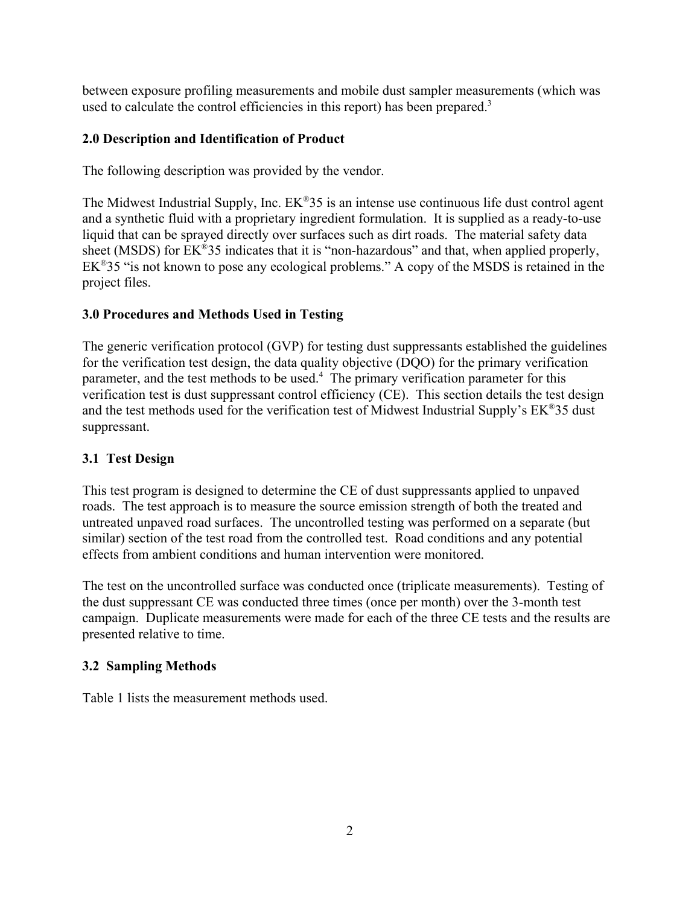between exposure profiling measurements and mobile dust sampler measurements (which was used to calculate the control efficiencies in this report) has been prepared.[3]

## 2.0 Description and Identification of Product

The following description was provided by the vendor.

The Midwest Industrial Supply, Inc. EK®35 is an intense use continuous life dust control agent and a synthetic fluid with a proprietary ingredient formulation. It is supplied as a ready-to-use liquid that can be sprayed directly over surfaces such as dirt roads. The material safety data sheet (MSDS) for EK®35 indicates that it is "non-hazardous" and that, when applied properly, EK®35 "is not known to pose any ecological problems." A copy of the MSDS is retained in the project files.

## 3.0 Procedures and Methods Used in Testing

The generic verification protocol (GVP) for testing dust suppressants established the guidelines for the verification test design, the data quality objective (DQO) for the primary verification parameter, and the test methods to be used.[4] The primary verification parameter for this verification test is dust suppressant control efficiency (CE). This section details the test design and the test methods used for the verification test of Midwest Industrial Supply's EK®35 dust suppressant.

### 3.1 Test Design

This test program is designed to determine the CE of dust suppressants applied to unpaved roads. The test approach is to measure the source emission strength of both the treated and untreated unpaved road surfaces. The uncontrolled testing was performed on a separate (but similar) section of the test road from the controlled test. Road conditions and any potential effects from ambient conditions and human intervention were monitored.

The test on the uncontrolled surface was conducted once (triplicate measurements). Testing of the dust suppressant CE was conducted three times (once per month) over the 3-month test campaign. Duplicate measurements were made for each of the three CE tests and the results are presented relative to time.

### 3.2 Sampling Methods

Table 1 lists the measurement methods used.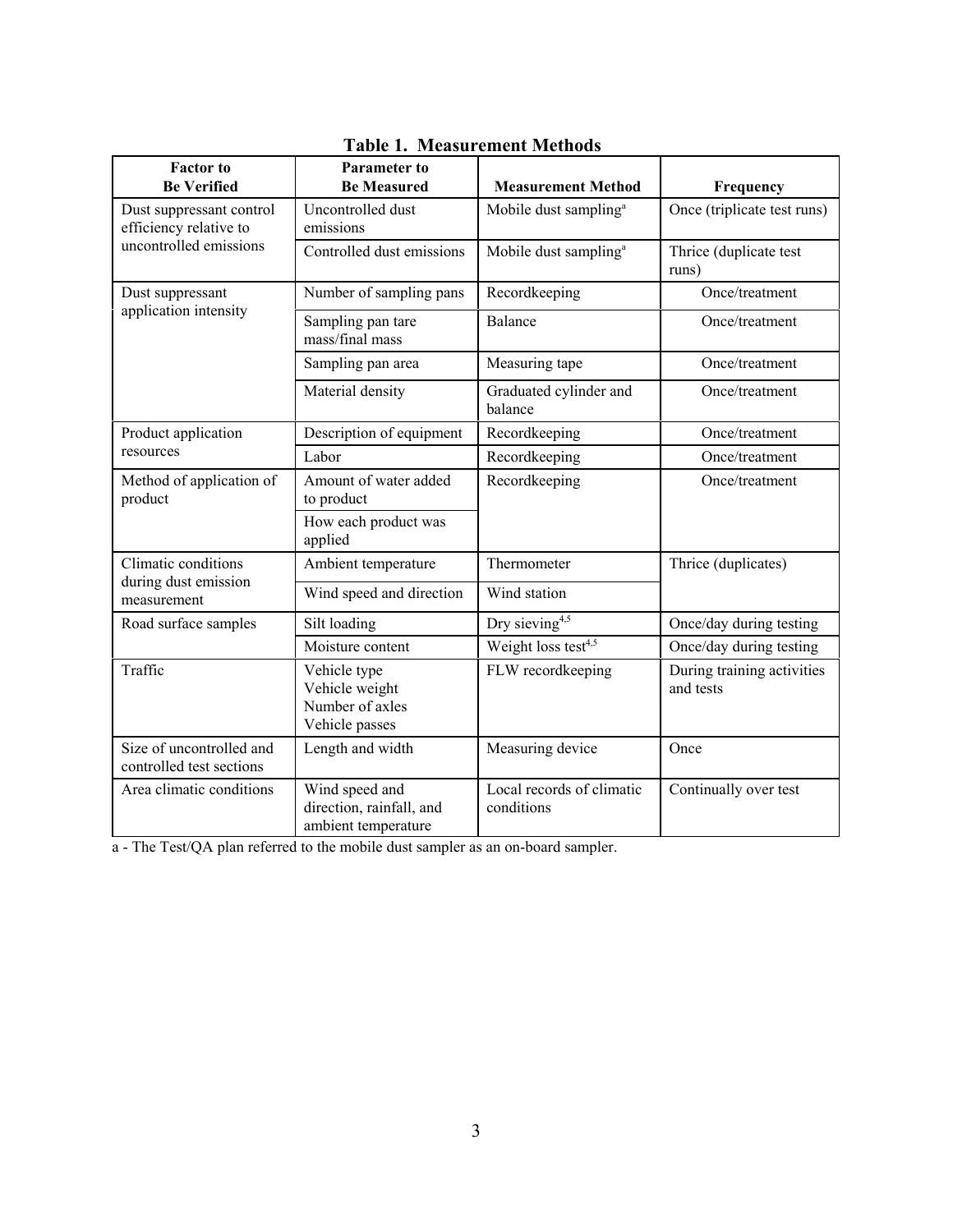**Table 1. Measurement Methods**

| Factor to Be Verified | Parameter to Be Measured | Measurement Method | Frequency |
|---|---|---|---|
| Dust suppressant control efficiency relative to uncontrolled emissions | Uncontrolled dust emissions | Mobile dust sampling[a] | Once (triplicate test runs) |
| | Controlled dust emissions | Mobile dust sampling[a] | Thrice (duplicate test runs) |
| Dust suppressant application intensity | Number of sampling pans | Recordkeeping | Once/treatment |
| | Sampling pan tare mass/final mass | Balance | Once/treatment |
| | Sampling pan area | Measuring tape | Once/treatment |
| | Material density | Graduated cylinder and balance | Once/treatment |
| Product application resources | Description of equipment | Recordkeeping | Once/treatment |
| | Labor | Recordkeeping | Once/treatment |
| Method of application of product | Amount of water added to product | Recordkeeping | Once/treatment |
| | How each product was applied | | |
| Climatic conditions during dust emission measurement | Ambient temperature | Thermometer | Thrice (duplicates) |
| | Wind speed and direction | Wind station | |
| Road surface samples | Silt loading | Dry sieving[4,5] | Once/day during testing |
| | Moisture content | Weight loss test[4,5] | Once/day during testing |
| Traffic | Vehicle type<br>Vehicle weight<br>Number of axles<br>Vehicle passes | FLW recordkeeping | During training activities and tests |
| Size of uncontrolled and controlled test sections | Length and width | Measuring device | Once |
| Area climatic conditions | Wind speed and direction, rainfall, and ambient temperature | Local records of climatic conditions | Continually over test |

a - The Test/QA plan referred to the mobile dust sampler as an on-board sampler.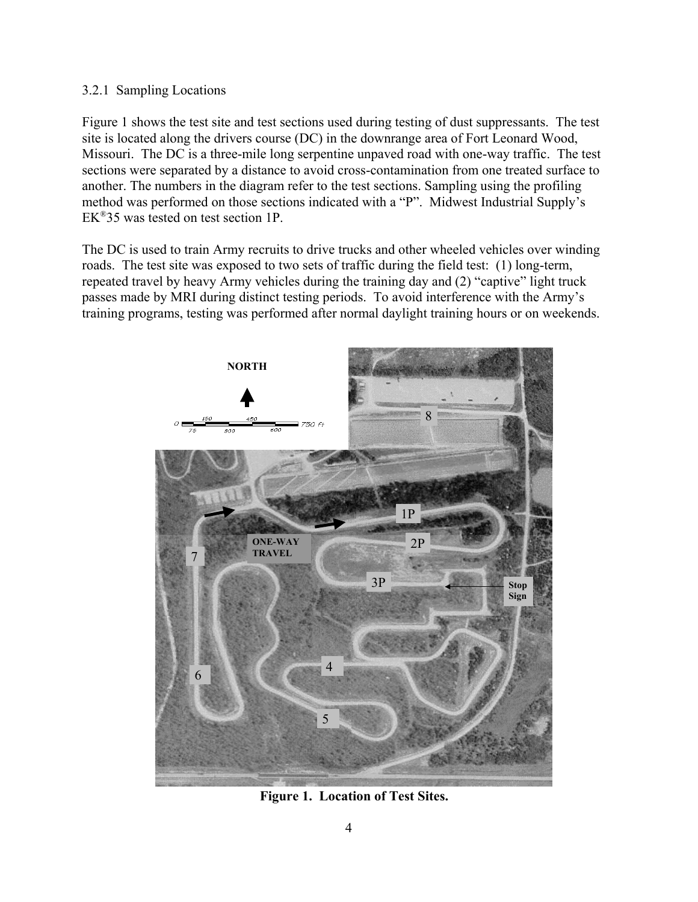### 3.2.1 Sampling Locations

Figure 1 shows the test site and test sections used during testing of dust suppressants. The test site is located along the drivers course (DC) in the downrange area of Fort Leonard Wood, Missouri. The DC is a three-mile long serpentine unpaved road with one-way traffic. The test sections were separated by a distance to avoid cross-contamination from one treated surface to another. The numbers in the diagram refer to the test sections. Sampling using the profiling method was performed on those sections indicated with a "P". Midwest Industrial Supply's EK®35 was tested on test section 1P.

The DC is used to train Army recruits to drive trucks and other wheeled vehicles over winding roads. The test site was exposed to two sets of traffic during the field test: (1) long-term, repeated travel by heavy Army vehicles during the training day and (2) "captive" light truck passes made by MRI during distinct testing periods. To avoid interference with the Army's training programs, testing was performed after normal daylight training hours or on weekends.

**Figure 1. Location of Test Sites.**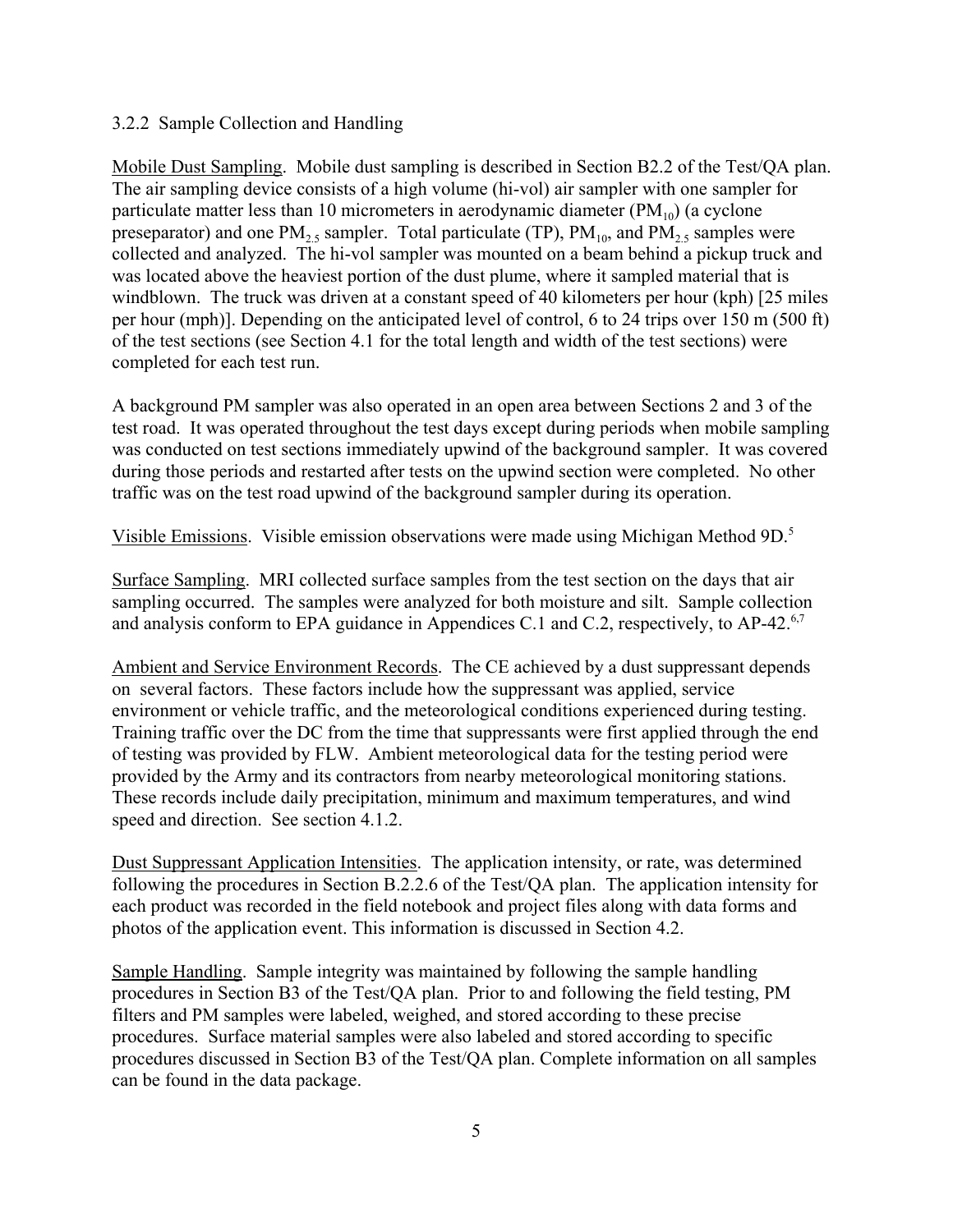### 3.2.2 Sample Collection and Handling

Mobile Dust Sampling. Mobile dust sampling is described in Section B2.2 of the Test/QA plan. The air sampling device consists of a high volume (hi-vol) air sampler with one sampler for particulate matter less than 10 micrometers in aerodynamic diameter ($PM_{10}$) (a cyclone preseparator) and one $PM_{2.5}$ sampler. Total particulate (TP), $PM_{10}$, and $PM_{2.5}$ samples were collected and analyzed. The hi-vol sampler was mounted on a beam behind a pickup truck and was located above the heaviest portion of the dust plume, where it sampled material that is windblown. The truck was driven at a constant speed of 40 kilometers per hour (kph) [25 miles per hour (mph)]. Depending on the anticipated level of control, 6 to 24 trips over 150 m (500 ft) of the test sections (see Section 4.1 for the total length and width of the test sections) were completed for each test run.

A background PM sampler was also operated in an open area between Sections 2 and 3 of the test road. It was operated throughout the test days except during periods when mobile sampling was conducted on test sections immediately upwind of the background sampler. It was covered during those periods and restarted after tests on the upwind section were completed. No other traffic was on the test road upwind of the background sampler during its operation.

Visible Emissions. Visible emission observations were made using Michigan Method 9D.[5]

Surface Sampling. MRI collected surface samples from the test section on the days that air sampling occurred. The samples were analyzed for both moisture and silt. Sample collection and analysis conform to EPA guidance in Appendices C.1 and C.2, respectively, to AP-42.[6,7]

Ambient and Service Environment Records. The CE achieved by a dust suppressant depends on several factors. These factors include how the suppressant was applied, service environment or vehicle traffic, and the meteorological conditions experienced during testing. Training traffic over the DC from the time that suppressants were first applied through the end of testing was provided by FLW. Ambient meteorological data for the testing period were provided by the Army and its contractors from nearby meteorological monitoring stations. These records include daily precipitation, minimum and maximum temperatures, and wind speed and direction. See section 4.1.2.

Dust Suppressant Application Intensities. The application intensity, or rate, was determined following the procedures in Section B.2.2.6 of the Test/QA plan. The application intensity for each product was recorded in the field notebook and project files along with data forms and photos of the application event. This information is discussed in Section 4.2.

Sample Handling. Sample integrity was maintained by following the sample handling procedures in Section B3 of the Test/QA plan. Prior to and following the field testing, PM filters and PM samples were labeled, weighed, and stored according to these precise procedures. Surface material samples were also labeled and stored according to specific procedures discussed in Section B3 of the Test/QA plan. Complete information on all samples can be found in the data package.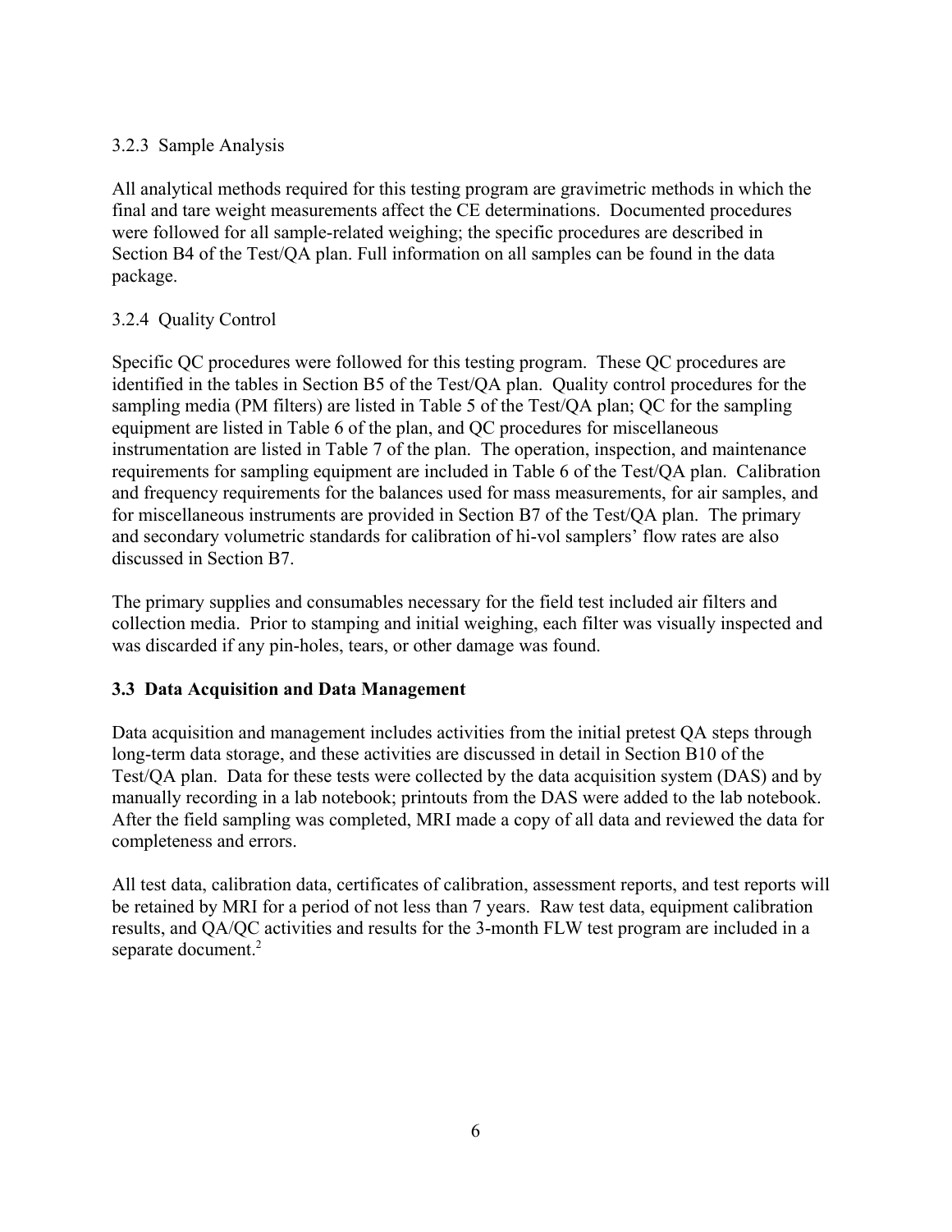#### 3.2.3 Sample Analysis

All analytical methods required for this testing program are gravimetric methods in which the final and tare weight measurements affect the CE determinations. Documented procedures were followed for all sample-related weighing; the specific procedures are described in Section B4 of the Test/QA plan. Full information on all samples can be found in the data package.

#### 3.2.4 Quality Control

Specific QC procedures were followed for this testing program. These QC procedures are identified in the tables in Section B5 of the Test/QA plan. Quality control procedures for the sampling media (PM filters) are listed in Table 5 of the Test/QA plan; QC for the sampling equipment are listed in Table 6 of the plan, and QC procedures for miscellaneous instrumentation are listed in Table 7 of the plan. The operation, inspection, and maintenance requirements for sampling equipment are included in Table 6 of the Test/QA plan. Calibration and frequency requirements for the balances used for mass measurements, for air samples, and for miscellaneous instruments are provided in Section B7 of the Test/QA plan. The primary and secondary volumetric standards for calibration of hi-vol samplers' flow rates are also discussed in Section B7.

The primary supplies and consumables necessary for the field test included air filters and collection media. Prior to stamping and initial weighing, each filter was visually inspected and was discarded if any pin-holes, tears, or other damage was found.

### 3.3 Data Acquisition and Data Management

Data acquisition and management includes activities from the initial pretest QA steps through long-term data storage, and these activities are discussed in detail in Section B10 of the Test/QA plan. Data for these tests were collected by the data acquisition system (DAS) and by manually recording in a lab notebook; printouts from the DAS were added to the lab notebook. After the field sampling was completed, MRI made a copy of all data and reviewed the data for completeness and errors.

All test data, calibration data, certificates of calibration, assessment reports, and test reports will be retained by MRI for a period of not less than 7 years. Raw test data, equipment calibration results, and QA/QC activities and results for the 3-month FLW test program are included in a separate document.[2]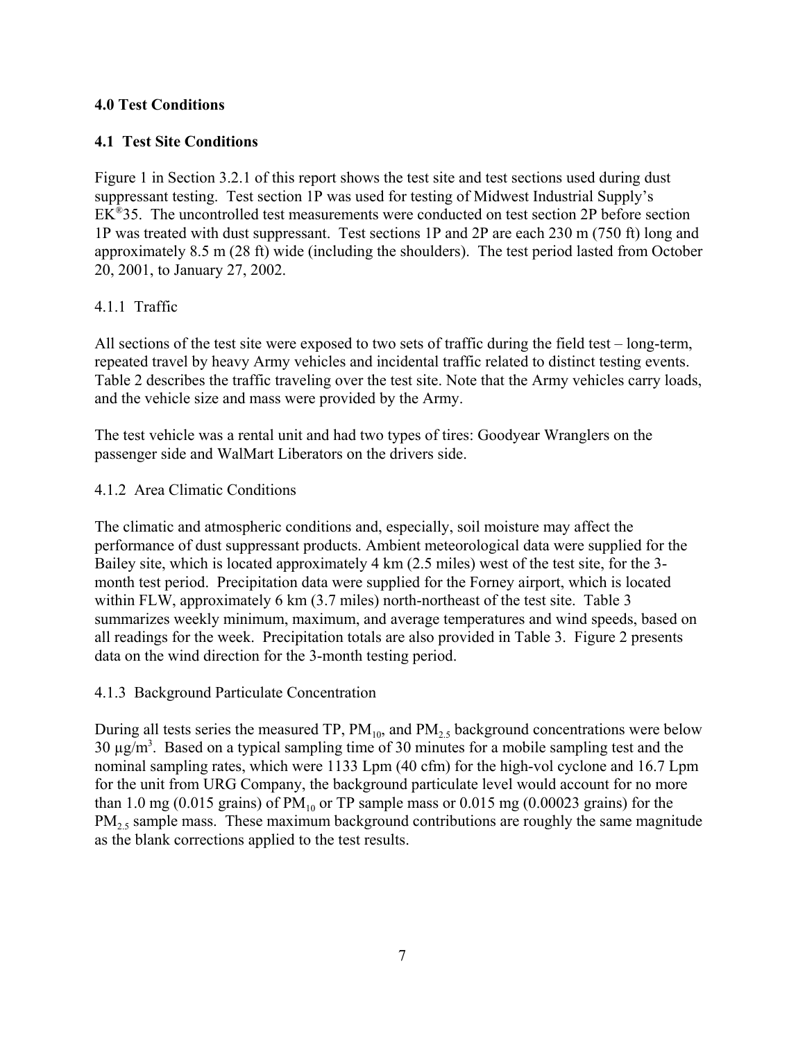## 4.0 Test Conditions

### 4.1 Test Site Conditions

Figure 1 in Section 3.2.1 of this report shows the test site and test sections used during dust suppressant testing. Test section 1P was used for testing of Midwest Industrial Supply's EK®35. The uncontrolled test measurements were conducted on test section 2P before section 1P was treated with dust suppressant. Test sections 1P and 2P are each 230 m (750 ft) long and approximately 8.5 m (28 ft) wide (including the shoulders). The test period lasted from October 20, 2001, to January 27, 2002.

#### 4.1.1 Traffic

All sections of the test site were exposed to two sets of traffic during the field test – long-term, repeated travel by heavy Army vehicles and incidental traffic related to distinct testing events. Table 2 describes the traffic traveling over the test site. Note that the Army vehicles carry loads, and the vehicle size and mass were provided by the Army.

The test vehicle was a rental unit and had two types of tires: Goodyear Wranglers on the passenger side and WalMart Liberators on the drivers side.

#### 4.1.2 Area Climatic Conditions

The climatic and atmospheric conditions and, especially, soil moisture may affect the performance of dust suppressant products. Ambient meteorological data were supplied for the Bailey site, which is located approximately 4 km (2.5 miles) west of the test site, for the 3-month test period. Precipitation data were supplied for the Forney airport, which is located within FLW, approximately 6 km (3.7 miles) north-northeast of the test site. Table 3 summarizes weekly minimum, maximum, and average temperatures and wind speeds, based on all readings for the week. Precipitation totals are also provided in Table 3. Figure 2 presents data on the wind direction for the 3-month testing period.

#### 4.1.3 Background Particulate Concentration

During all tests series the measured TP, $PM_{10}$, and $PM_{2.5}$ background concentrations were below 30 $\mu g/m^3$. Based on a typical sampling time of 30 minutes for a mobile sampling test and the nominal sampling rates, which were 1133 Lpm (40 cfm) for the high-vol cyclone and 16.7 Lpm for the unit from URG Company, the background particulate level would account for no more than 1.0 mg (0.015 grains) of $PM_{10}$ or TP sample mass or 0.015 mg (0.00023 grains) for the $PM_{2.5}$ sample mass. These maximum background contributions are roughly the same magnitude as the blank corrections applied to the test results.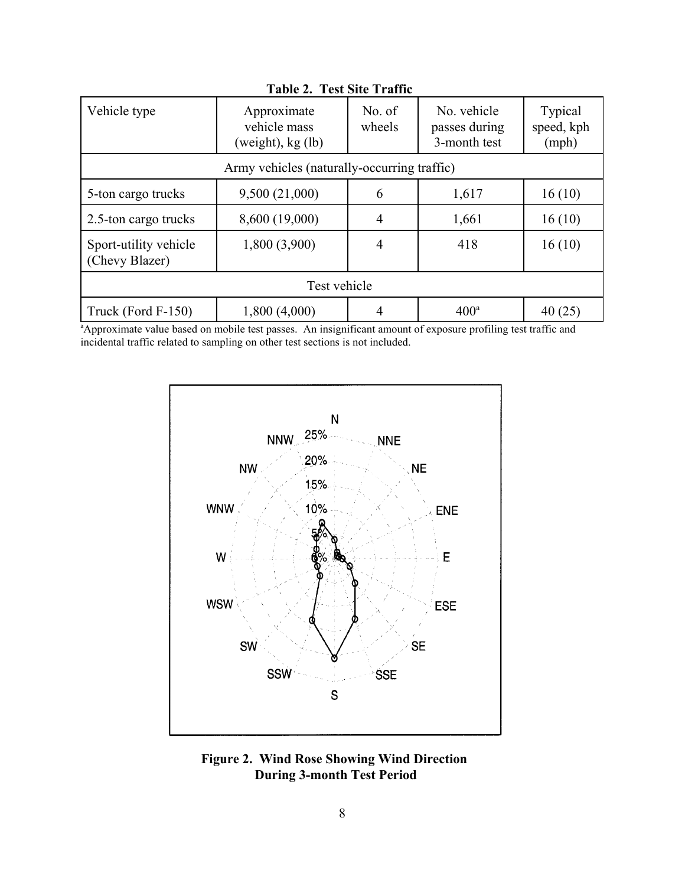**Table 2. Test Site Traffic**

| Vehicle type | Approximate vehicle mass (weight), kg (lb) | No. of wheels | No. vehicle passes during 3-month test | Typical speed, kph (mph) |
|---|---|---|---|---|
| Army vehicles (naturally-occurring traffic) | | | | |
| 5-ton cargo trucks | 9,500 (21,000) | 6 | 1,617 | 16 (10) |
| 2.5-ton cargo trucks | 8,600 (19,000) | 4 | 1,661 | 16 (10) |
| Sport-utility vehicle (Chevy Blazer) | 1,800 (3,900) | 4 | 418 | 16 (10) |
| Test vehicle | | | | |
| Truck (Ford F-150) | 1,800 (4,000) | 4 | 400[a] | 40 (25) |

[a]Approximate value based on mobile test passes. An insignificant amount of exposure profiling test traffic and incidental traffic related to sampling on other test sections is not included.

**Figure 2. Wind Rose Showing Wind Direction During 3-month Test Period**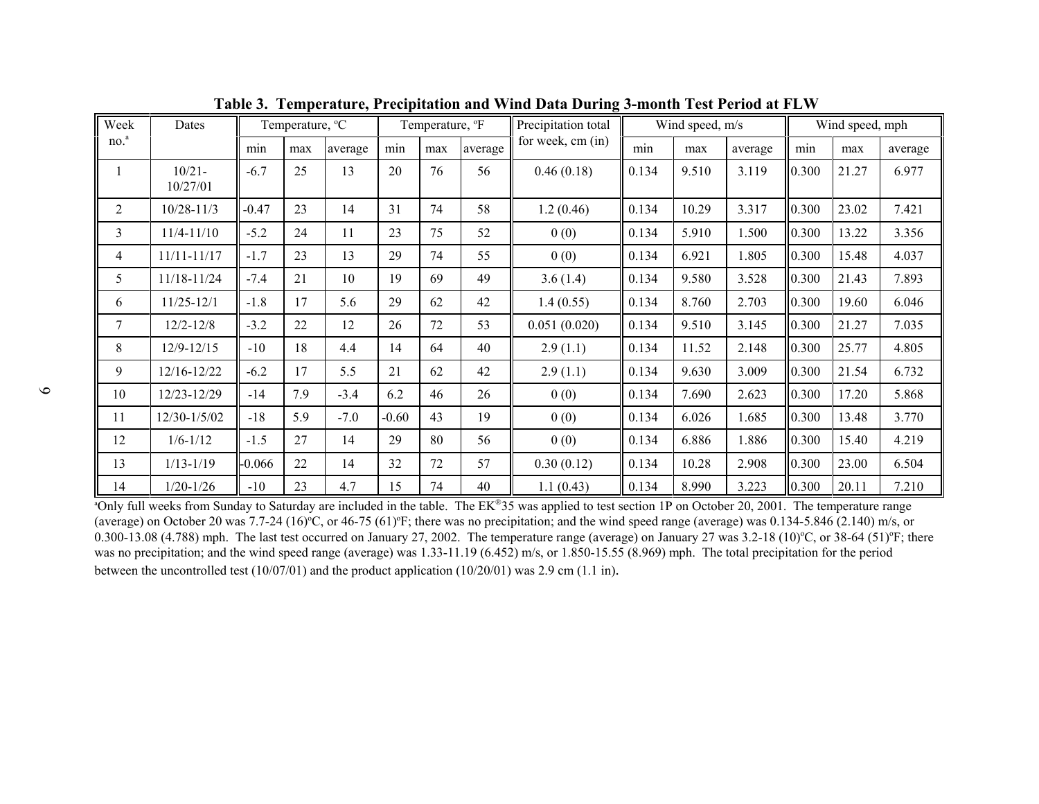**Table 3. Temperature, Precipitation and Wind Data During 3-month Test Period at FLW**

| Week no.[a] | Dates | Temperature, °C | | | Temperature, °F | | | Precipitation total for week, cm (in) | Wind speed, m/s | | | Wind speed, mph | | |
|---|---|---|---|---|---|---|---|---|---|---|---|---|---|---|
| | | min | max | average | min | max | average | | min | max | average | min | max | average |
| 1 | 10/21-10/27/01 | -6.7 | 25 | 13 | 20 | 76 | 56 | 0.46 (0.18) | 0.134 | 9.510 | 3.119 | 0.300 | 21.27 | 6.977 |
| 2 | 10/28-11/3 | -0.47 | 23 | 14 | 31 | 74 | 58 | 1.2 (0.46) | 0.134 | 10.29 | 3.317 | 0.300 | 23.02 | 7.421 |
| 3 | 11/4-11/10 | -5.2 | 24 | 11 | 23 | 75 | 52 | 0 (0) | 0.134 | 5.910 | 1.500 | 0.300 | 13.22 | 3.356 |
| 4 | 11/11-11/17 | -1.7 | 23 | 13 | 29 | 74 | 55 | 0 (0) | 0.134 | 6.921 | 1.805 | 0.300 | 15.48 | 4.037 |
| 5 | 11/18-11/24 | -7.4 | 21 | 10 | 19 | 69 | 49 | 3.6 (1.4) | 0.134 | 9.580 | 3.528 | 0.300 | 21.43 | 7.893 |
| 6 | 11/25-12/1 | -1.8 | 17 | 5.6 | 29 | 62 | 42 | 1.4 (0.55) | 0.134 | 8.760 | 2.703 | 0.300 | 19.60 | 6.046 |
| 7 | 12/2-12/8 | -3.2 | 22 | 12 | 26 | 72 | 53 | 0.051 (0.020) | 0.134 | 9.510 | 3.145 | 0.300 | 21.27 | 7.035 |
| 8 | 12/9-12/15 | -10 | 18 | 4.4 | 14 | 64 | 40 | 2.9 (1.1) | 0.134 | 11.52 | 2.148 | 0.300 | 25.77 | 4.805 |
| 9 | 12/16-12/22 | -6.2 | 17 | 5.5 | 21 | 62 | 42 | 2.9 (1.1) | 0.134 | 9.630 | 3.009 | 0.300 | 21.54 | 6.732 |
| 10 | 12/23-12/29 | -14 | 7.9 | -3.4 | 6.2 | 46 | 26 | 0 (0) | 0.134 | 7.690 | 2.623 | 0.300 | 17.20 | 5.868 |
| 11 | 12/30-1/5/02 | -18 | 5.9 | -7.0 | -0.60 | 43 | 19 | 0 (0) | 0.134 | 6.026 | 1.685 | 0.300 | 13.48 | 3.770 |
| 12 | 1/6-1/12 | -1.5 | 27 | 14 | 29 | 80 | 56 | 0 (0) | 0.134 | 6.886 | 1.886 | 0.300 | 15.40 | 4.219 |
| 13 | 1/13-1/19 | -0.066 | 22 | 14 | 32 | 72 | 57 | 0.30 (0.12) | 0.134 | 10.28 | 2.908 | 0.300 | 23.00 | 6.504 |
| 14 | 1/20-1/26 | -10 | 23 | 4.7 | 15 | 74 | 40 | 1.1 (0.43) | 0.134 | 8.990 | 3.223 | 0.300 | 20.11 | 7.210 |

[a]Only full weeks from Sunday to Saturday are included in the table. The EK®35 was applied to test section 1P on October 20, 2001. The temperature range (average) on October 20 was 7.7-24 (16)°C, or 46-75 (61)°F; there was no precipitation; and the wind speed range (average) was 0.134-5.846 (2.140) m/s, or 0.300-13.08 (4.788) mph. The last test occurred on January 27, 2002. The temperature range (average) on January 27 was 3.2-18 (10)°C, or 38-64 (51)°F; there was no precipitation; and the wind speed range (average) was 1.33-11.19 (6.452) m/s, or 1.850-15.55 (8.969) mph. The total precipitation for the period between the uncontrolled test (10/07/01) and the product application (10/20/01) was 2.9 cm (1.1 in).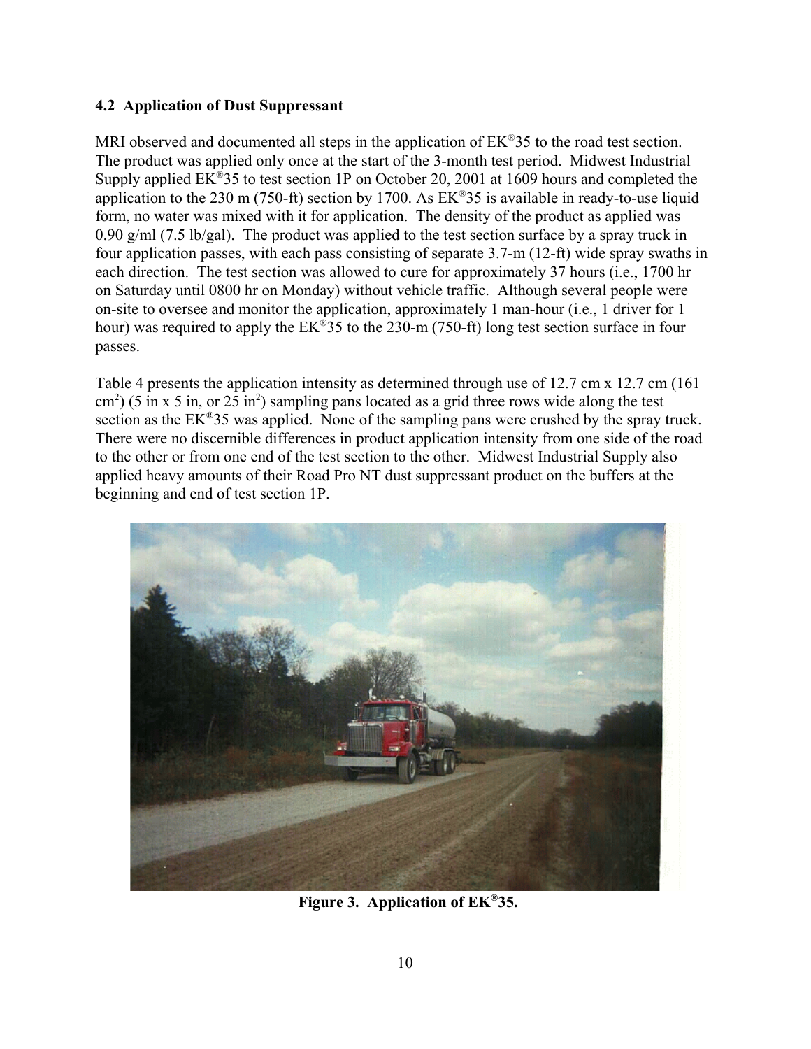### 4.2 Application of Dust Suppressant

MRI observed and documented all steps in the application of EK®35 to the road test section. The product was applied only once at the start of the 3-month test period. Midwest Industrial Supply applied EK®35 to test section 1P on October 20, 2001 at 1609 hours and completed the application to the 230 m (750-ft) section by 1700. As EK®35 is available in ready-to-use liquid form, no water was mixed with it for application. The density of the product as applied was 0.90 g/ml (7.5 lb/gal). The product was applied to the test section surface by a spray truck in four application passes, with each pass consisting of separate 3.7-m (12-ft) wide spray swaths in each direction. The test section was allowed to cure for approximately 37 hours (i.e., 1700 hr on Saturday until 0800 hr on Monday) without vehicle traffic. Although several people were on-site to oversee and monitor the application, approximately 1 man-hour (i.e., 1 driver for 1 hour) was required to apply the EK®35 to the 230-m (750-ft) long test section surface in four passes.

Table 4 presents the application intensity as determined through use of 12.7 cm x 12.7 cm (161 $cm^2$) (5 in x 5 in, or 25 $in^2$) sampling pans located as a grid three rows wide along the test section as the EK®35 was applied. None of the sampling pans were crushed by the spray truck. There were no discernible differences in product application intensity from one side of the road to the other or from one end of the test section to the other. Midwest Industrial Supply also applied heavy amounts of their Road Pro NT dust suppressant product on the buffers at the beginning and end of test section 1P.

**Figure 3. Application of EK®35.**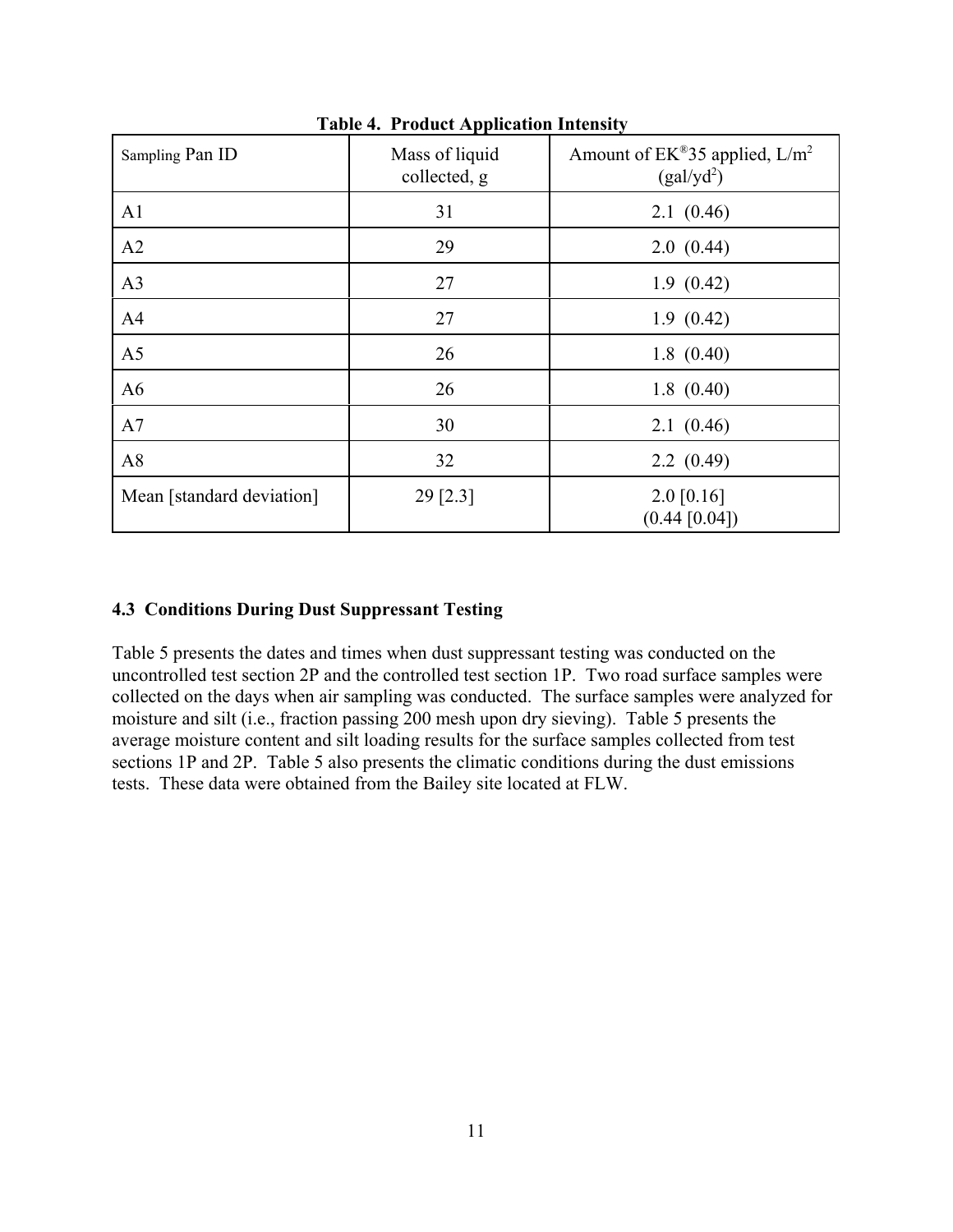**Table 4. Product Application Intensity**

| Sampling Pan ID | Mass of liquid collected, g | Amount of EK®35 applied, L/m$^2$ (gal/yd$^2$) |
| --- | --- | --- |
| A1 | 31 | 2.1 (0.46) |
| A2 | 29 | 2.0 (0.44) |
| A3 | 27 | 1.9 (0.42) |
| A4 | 27 | 1.9 (0.42) |
| A5 | 26 | 1.8 (0.40) |
| A6 | 26 | 1.8 (0.40) |
| A7 | 30 | 2.1 (0.46) |
| A8 | 32 | 2.2 (0.49) |
| Mean [standard deviation] | 29 [2.3] | 2.0 [0.16] (0.44 [0.04]) |

### 4.3 Conditions During Dust Suppressant Testing

Table 5 presents the dates and times when dust suppressant testing was conducted on the uncontrolled test section 2P and the controlled test section 1P. Two road surface samples were collected on the days when air sampling was conducted. The surface samples were analyzed for moisture and silt (i.e., fraction passing 200 mesh upon dry sieving). Table 5 presents the average moisture content and silt loading results for the surface samples collected from test sections 1P and 2P. Table 5 also presents the climatic conditions during the dust emissions tests. These data were obtained from the Bailey site located at FLW.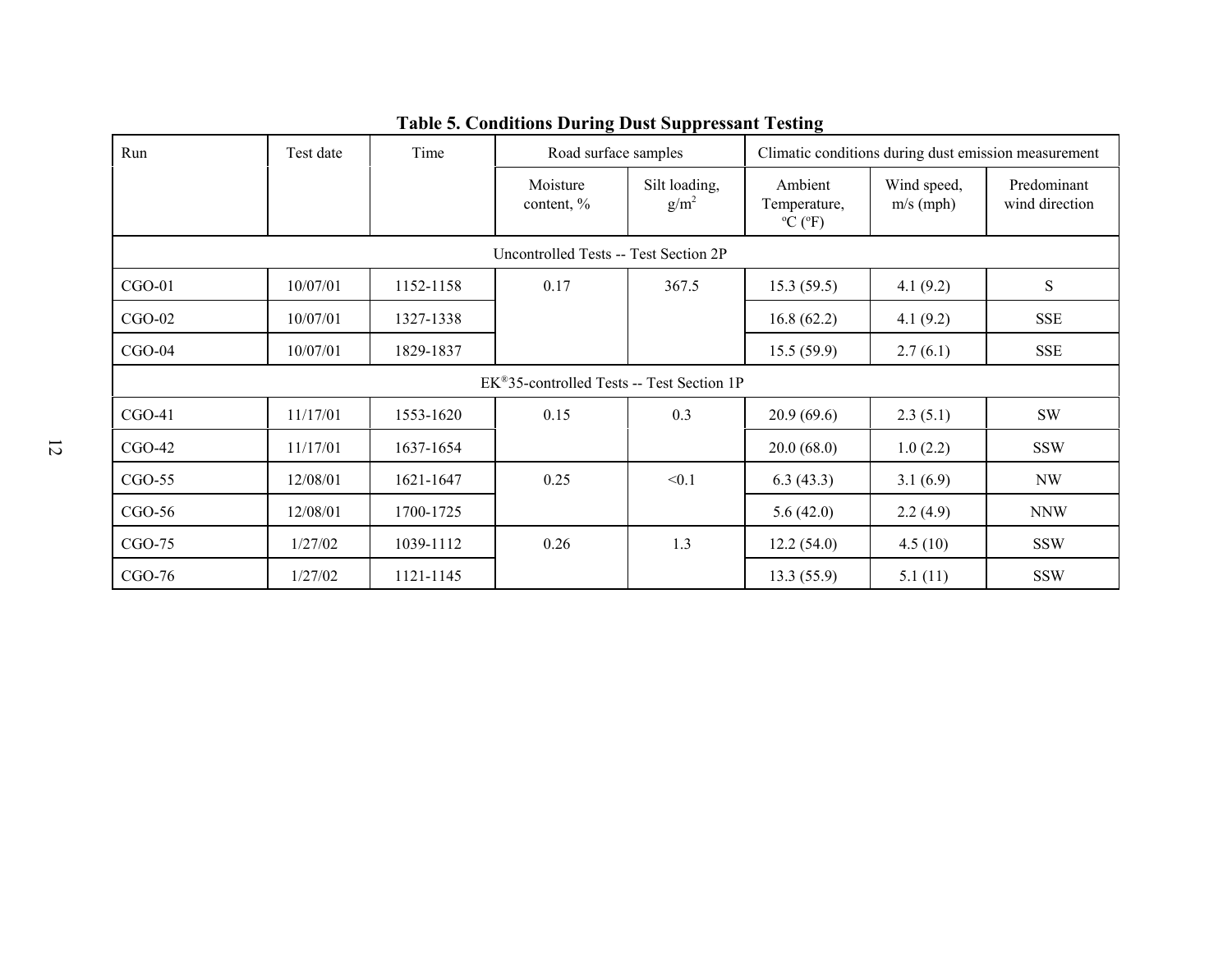**Table 5. Conditions During Dust Suppressant Testing**

| Run | Test date | Time | Road surface samples | | Climatic conditions during dust emission measurement | | |
|---|---|---|---|---|---|---|---|
| | | | Moisture content, % | Silt loading, $g/m^2$ | Ambient Temperature, °C (°F) | Wind speed, m/s (mph) | Predominant wind direction |
| Uncontrolled Tests -- Test Section 2P | | | | | | | |
| CGO-01 | 10/07/01 | 1152-1158 | 0.17 | 367.5 | 15.3 (59.5) | 4.1 (9.2) | S |
| CGO-02 | 10/07/01 | 1327-1338 | | | 16.8 (62.2) | 4.1 (9.2) | SSE |
| CGO-04 | 10/07/01 | 1829-1837 | | | 15.5 (59.9) | 2.7 (6.1) | SSE |
| EK®35-controlled Tests -- Test Section 1P | | | | | | | |
| CGO-41 | 11/17/01 | 1553-1620 | 0.15 | 0.3 | 20.9 (69.6) | 2.3 (5.1) | SW |
| CGO-42 | 11/17/01 | 1637-1654 | | | 20.0 (68.0) | 1.0 (2.2) | SSW |
| CGO-55 | 12/08/01 | 1621-1647 | 0.25 | <0.1 | 6.3 (43.3) | 3.1 (6.9) | NW |
| CGO-56 | 12/08/01 | 1700-1725 | | | 5.6 (42.0) | 2.2 (4.9) | NNW |
| CGO-75 | 1/27/02 | 1039-1112 | 0.26 | 1.3 | 12.2 (54.0) | 4.5 (10) | SSW |
| CGO-76 | 1/27/02 | 1121-1145 | | | 13.3 (55.9) | 5.1 (11) | SSW |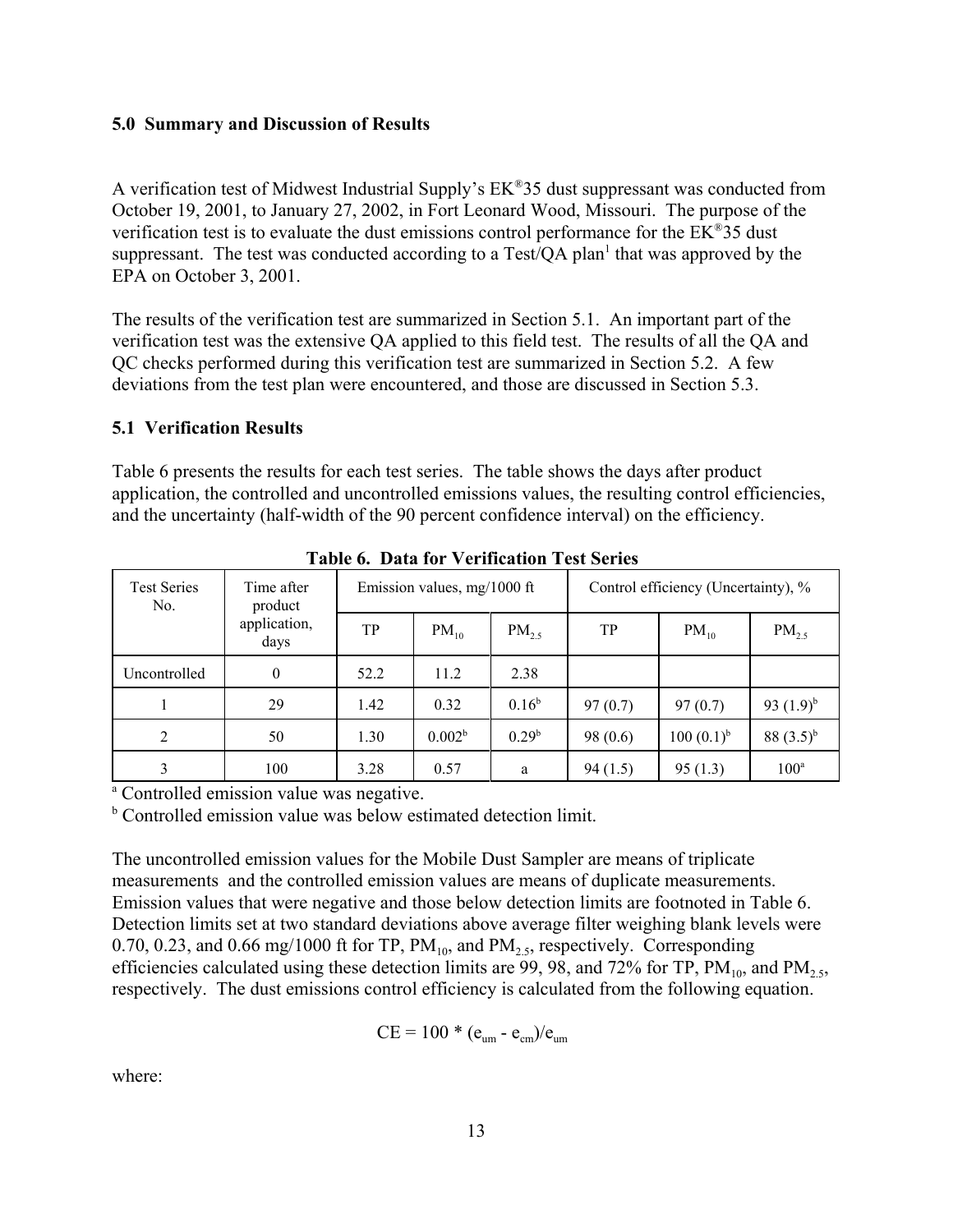## 5.0 Summary and Discussion of Results

A verification test of Midwest Industrial Supply's EK®35 dust suppressant was conducted from October 19, 2001, to January 27, 2002, in Fort Leonard Wood, Missouri. The purpose of the verification test is to evaluate the dust emissions control performance for the EK®35 dust suppressant. The test was conducted according to a Test/QA plan[1] that was approved by the EPA on October 3, 2001.

The results of the verification test are summarized in Section 5.1. An important part of the verification test was the extensive QA applied to this field test. The results of all the QA and QC checks performed during this verification test are summarized in Section 5.2. A few deviations from the test plan were encountered, and those are discussed in Section 5.3.

### 5.1 Verification Results

Table 6 presents the results for each test series. The table shows the days after product application, the controlled and uncontrolled emissions values, the resulting control efficiencies, and the uncertainty (half-width of the 90 percent confidence interval) on the efficiency.

**Table 6. Data for Verification Test Series**

| Test Series No. | Time after product application, days | Emission values, mg/1000 ft | | | Control efficiency (Uncertainty), % | | |
|---|---|---|---|---|---|---|---|
| | | TP | $PM_{10}$ | $PM_{2.5}$ | TP | $PM_{10}$ | $PM_{2.5}$ |
| Uncontrolled | 0 | 52.2 | 11.2 | 2.38 | | | |
| 1 | 29 | 1.42 | 0.32 | 0.16[b] | 97 (0.7) | 97 (0.7) | 93 (1.9)[b] |
| 2 | 50 | 1.30 | 0.002[b] | 0.29[b] | 98 (0.6) | 100 (0.1)[b] | 88 (3.5)[b] |
| 3 | 100 | 3.28 | 0.57 | a | 94 (1.5) | 95 (1.3) | 100[a] |

[a] Controlled emission value was negative.
[b] Controlled emission value was below estimated detection limit.

The uncontrolled emission values for the Mobile Dust Sampler are means of triplicate measurements and the controlled emission values are means of duplicate measurements. Emission values that were negative and those below detection limits are footnoted in Table 6. Detection limits set at two standard deviations above average filter weighing blank levels were 0.70, 0.23, and 0.66 mg/1000 ft for TP, $PM_{10}$, and $PM_{2.5}$, respectively. Corresponding efficiencies calculated using these detection limits are 99, 98, and 72% for TP, $PM_{10}$, and $PM_{2.5}$, respectively. The dust emissions control efficiency is calculated from the following equation.

$$CE = 100 * (e_{um} - e_{cm})/e_{um}$$

where: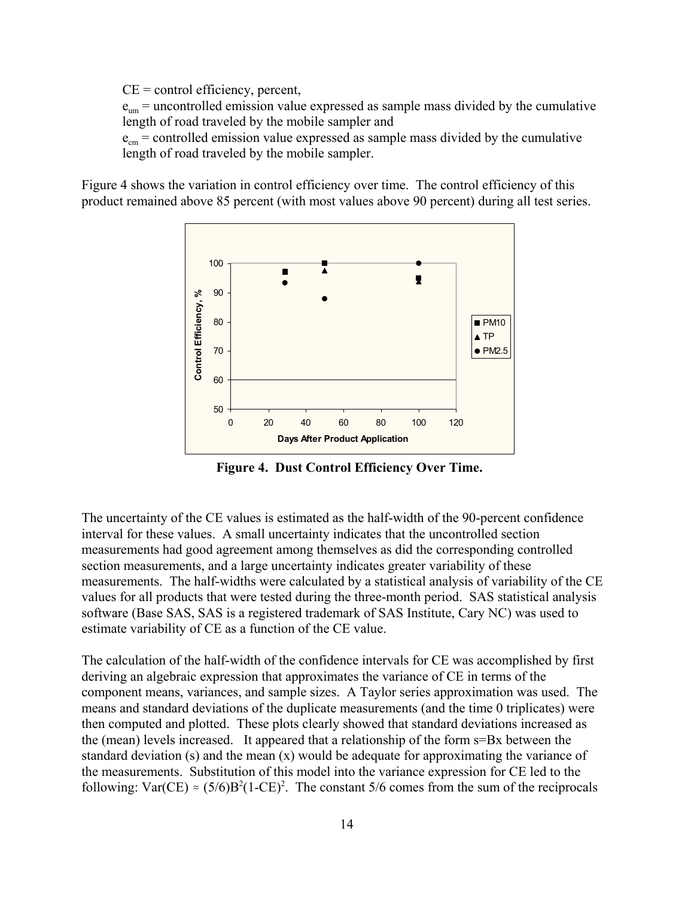CE = control efficiency, percent,

$e_{um}$ = uncontrolled emission value expressed as sample mass divided by the cumulative length of road traveled by the mobile sampler and

$e_{cm}$ = controlled emission value expressed as sample mass divided by the cumulative length of road traveled by the mobile sampler.

Figure 4 shows the variation in control efficiency over time. The control efficiency of this product remained above 85 percent (with most values above 90 percent) during all test series.

**Figure 4. Dust Control Efficiency Over Time.**

The uncertainty of the CE values is estimated as the half-width of the 90-percent confidence interval for these values. A small uncertainty indicates that the uncontrolled section measurements had good agreement among themselves as did the corresponding controlled section measurements, and a large uncertainty indicates greater variability of these measurements. The half-widths were calculated by a statistical analysis of variability of the CE values for all products that were tested during the three-month period. SAS statistical analysis software (Base SAS, SAS is a registered trademark of SAS Institute, Cary NC) was used to estimate variability of CE as a function of the CE value.

The calculation of the half-width of the confidence intervals for CE was accomplished by first deriving an algebraic expression that approximates the variance of CE in terms of the component means, variances, and sample sizes. A Taylor series approximation was used. The means and standard deviations of the duplicate measurements (and the time 0 triplicates) were then computed and plotted. These plots clearly showed that standard deviations increased as the (mean) levels increased. It appeared that a relationship of the form $s=Bx$ between the standard deviation (s) and the mean (x) would be adequate for approximating the variance of the measurements. Substitution of this model into the variance expression for CE led to the following: $\text{Var(CE)} \approx (5/6)B^2(1\text{-CE})^2$. The constant 5/6 comes from the sum of the reciprocals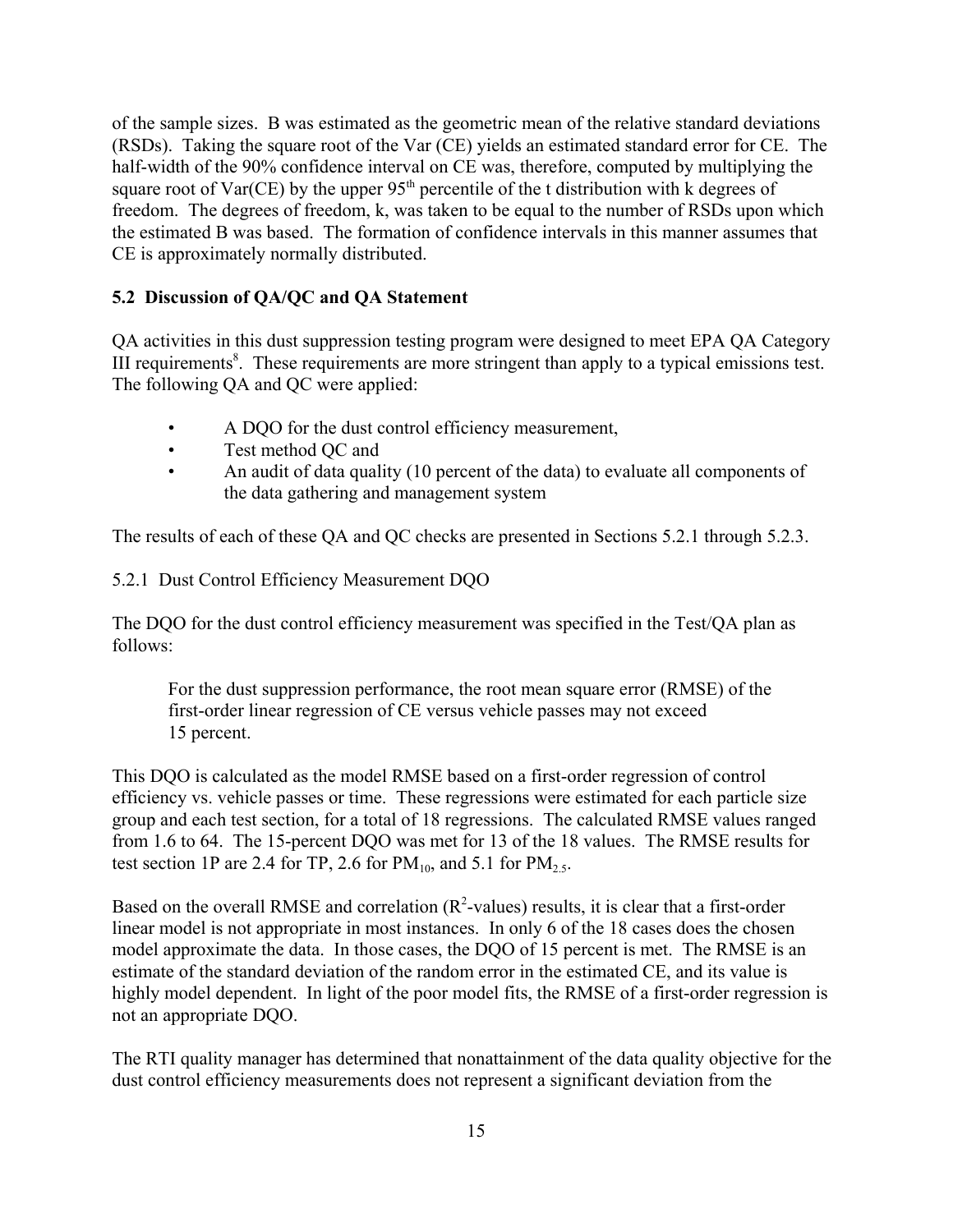of the sample sizes. B was estimated as the geometric mean of the relative standard deviations (RSDs). Taking the square root of the Var (CE) yields an estimated standard error for CE. The half-width of the 90% confidence interval on CE was, therefore, computed by multiplying the square root of Var(CE) by the upper $95^{th}$ percentile of the t distribution with k degrees of freedom. The degrees of freedom, k, was taken to be equal to the number of RSDs upon which the estimated B was based. The formation of confidence intervals in this manner assumes that CE is approximately normally distributed.

### 5.2 Discussion of QA/QC and QA Statement

QA activities in this dust suppression testing program were designed to meet EPA QA Category III requirements[8]. These requirements are more stringent than apply to a typical emissions test. The following QA and QC were applied:

- A DQO for the dust control efficiency measurement,
- Test method QC and
- An audit of data quality (10 percent of the data) to evaluate all components of the data gathering and management system

The results of each of these QA and QC checks are presented in Sections 5.2.1 through 5.2.3.

5.2.1 Dust Control Efficiency Measurement DQO

The DQO for the dust control efficiency measurement was specified in the Test/QA plan as follows:

> For the dust suppression performance, the root mean square error (RMSE) of the first-order linear regression of CE versus vehicle passes may not exceed 15 percent.

This DQO is calculated as the model RMSE based on a first-order regression of control efficiency vs. vehicle passes or time. These regressions were estimated for each particle size group and each test section, for a total of 18 regressions. The calculated RMSE values ranged from 1.6 to 64. The 15-percent DQO was met for 13 of the 18 values. The RMSE results for test section 1P are 2.4 for TP, 2.6 for $PM_{10}$, and 5.1 for $PM_{2.5}$.

Based on the overall RMSE and correlation ($R^2$-values) results, it is clear that a first-order linear model is not appropriate in most instances. In only 6 of the 18 cases does the chosen model approximate the data. In those cases, the DQO of 15 percent is met. The RMSE is an estimate of the standard deviation of the random error in the estimated CE, and its value is highly model dependent. In light of the poor model fits, the RMSE of a first-order regression is not an appropriate DQO.

The RTI quality manager has determined that nonattainment of the data quality objective for the dust control efficiency measurements does not represent a significant deviation from the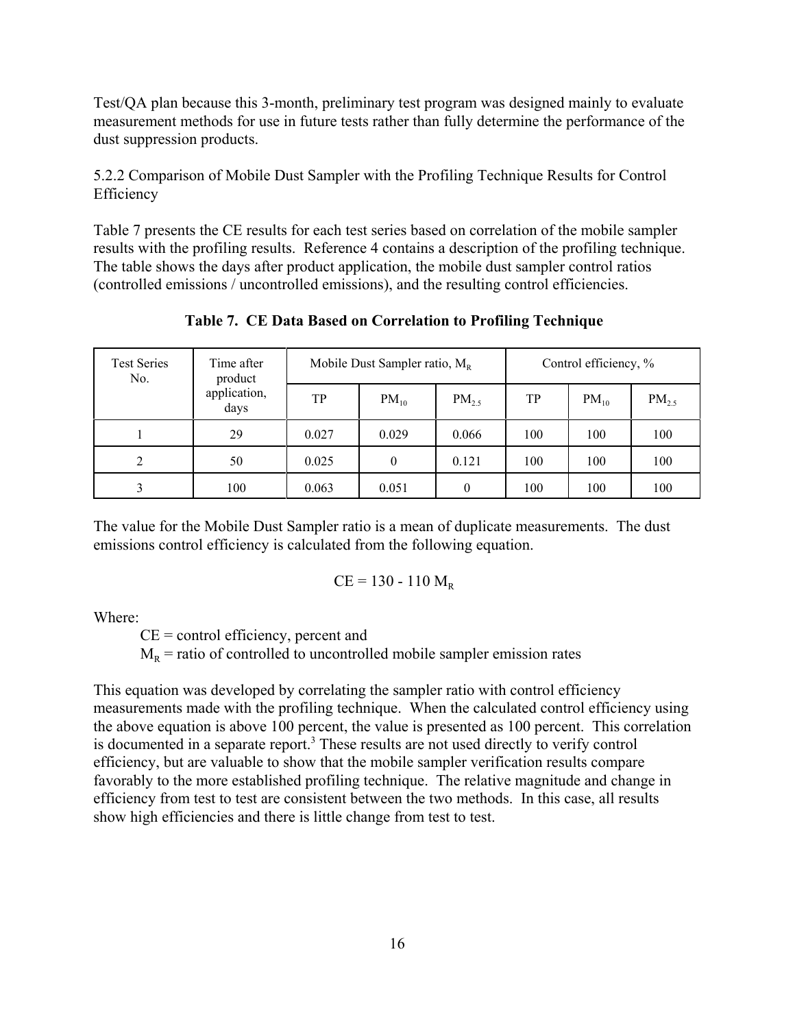Test/QA plan because this 3-month, preliminary test program was designed mainly to evaluate measurement methods for use in future tests rather than fully determine the performance of the dust suppression products.

5.2.2 Comparison of Mobile Dust Sampler with the Profiling Technique Results for Control Efficiency

Table 7 presents the CE results for each test series based on correlation of the mobile sampler results with the profiling results. Reference 4 contains a description of the profiling technique. The table shows the days after product application, the mobile dust sampler control ratios (controlled emissions / uncontrolled emissions), and the resulting control efficiencies.

**Table 7. CE Data Based on Correlation to Profiling Technique**

| Test Series No. | Time after product application, days | Mobile Dust Sampler ratio, $M_R$ | | | Control efficiency, % | | |
|---|---|---|---|---|---|---|---|
| | | TP | $PM_{10}$ | $PM_{2.5}$ | TP | $PM_{10}$ | $PM_{2.5}$ |
| 1 | 29 | 0.027 | 0.029 | 0.066 | 100 | 100 | 100 |
| 2 | 50 | 0.025 | 0 | 0.121 | 100 | 100 | 100 |
| 3 | 100 | 0.063 | 0.051 | 0 | 100 | 100 | 100 |

The value for the Mobile Dust Sampler ratio is a mean of duplicate measurements. The dust emissions control efficiency is calculated from the following equation.

$$CE = 130 - 110\ M_R$$

Where:

CE = control efficiency, percent and

$M_R$ = ratio of controlled to uncontrolled mobile sampler emission rates

This equation was developed by correlating the sampler ratio with control efficiency measurements made with the profiling technique. When the calculated control efficiency using the above equation is above 100 percent, the value is presented as 100 percent. This correlation is documented in a separate report.[3] These results are not used directly to verify control efficiency, but are valuable to show that the mobile sampler verification results compare favorably to the more established profiling technique. The relative magnitude and change in efficiency from test to test are consistent between the two methods. In this case, all results show high efficiencies and there is little change from test to test.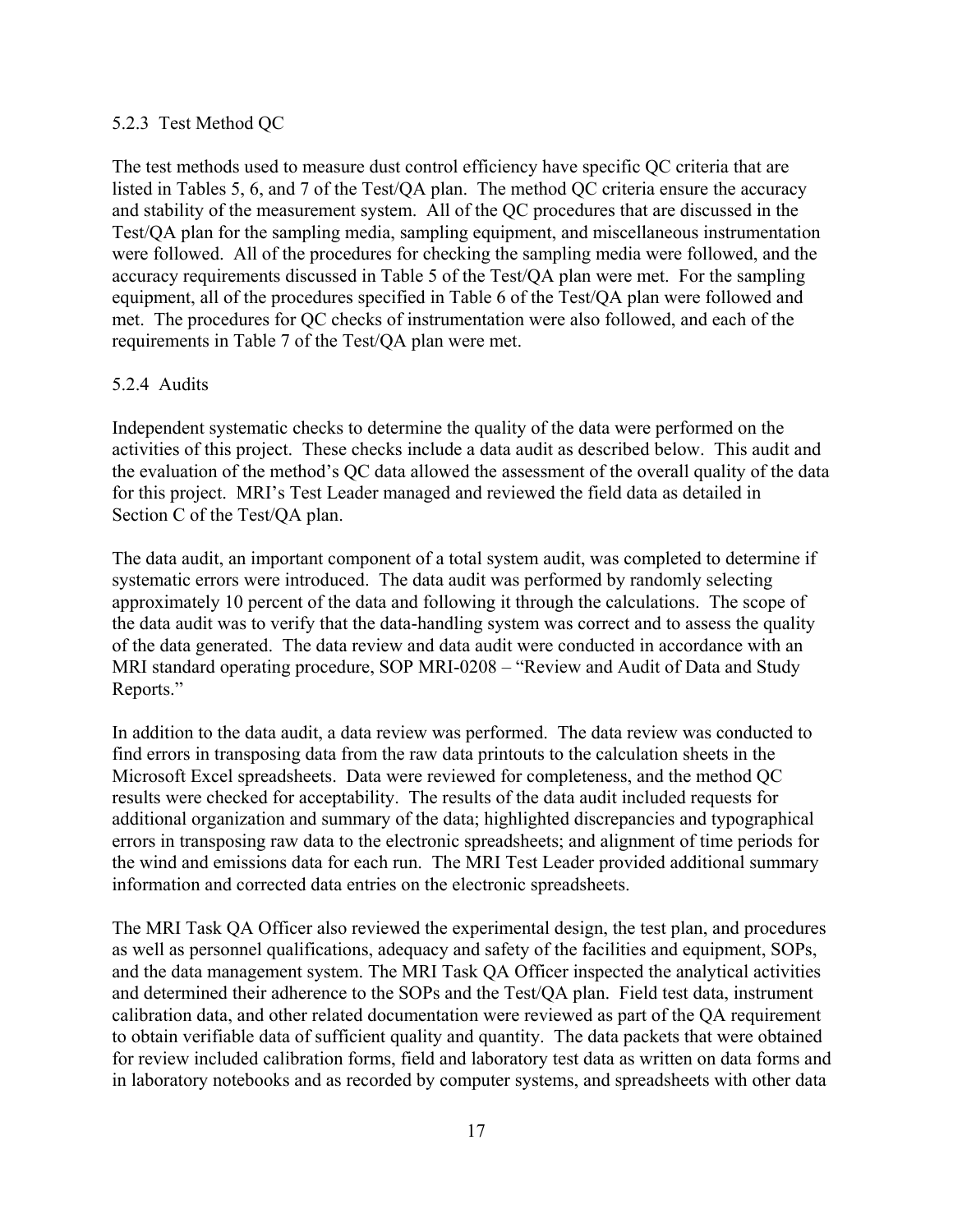### 5.2.3 Test Method QC

The test methods used to measure dust control efficiency have specific QC criteria that are listed in Tables 5, 6, and 7 of the Test/QA plan. The method QC criteria ensure the accuracy and stability of the measurement system. All of the QC procedures that are discussed in the Test/QA plan for the sampling media, sampling equipment, and miscellaneous instrumentation were followed. All of the procedures for checking the sampling media were followed, and the accuracy requirements discussed in Table 5 of the Test/QA plan were met. For the sampling equipment, all of the procedures specified in Table 6 of the Test/QA plan were followed and met. The procedures for QC checks of instrumentation were also followed, and each of the requirements in Table 7 of the Test/QA plan were met.

### 5.2.4 Audits

Independent systematic checks to determine the quality of the data were performed on the activities of this project. These checks include a data audit as described below. This audit and the evaluation of the method's QC data allowed the assessment of the overall quality of the data for this project. MRI's Test Leader managed and reviewed the field data as detailed in Section C of the Test/QA plan.

The data audit, an important component of a total system audit, was completed to determine if systematic errors were introduced. The data audit was performed by randomly selecting approximately 10 percent of the data and following it through the calculations. The scope of the data audit was to verify that the data-handling system was correct and to assess the quality of the data generated. The data review and data audit were conducted in accordance with an MRI standard operating procedure, SOP MRI-0208 – "Review and Audit of Data and Study Reports."

In addition to the data audit, a data review was performed. The data review was conducted to find errors in transposing data from the raw data printouts to the calculation sheets in the Microsoft Excel spreadsheets. Data were reviewed for completeness, and the method QC results were checked for acceptability. The results of the data audit included requests for additional organization and summary of the data; highlighted discrepancies and typographical errors in transposing raw data to the electronic spreadsheets; and alignment of time periods for the wind and emissions data for each run. The MRI Test Leader provided additional summary information and corrected data entries on the electronic spreadsheets.

The MRI Task QA Officer also reviewed the experimental design, the test plan, and procedures as well as personnel qualifications, adequacy and safety of the facilities and equipment, SOPs, and the data management system. The MRI Task QA Officer inspected the analytical activities and determined their adherence to the SOPs and the Test/QA plan. Field test data, instrument calibration data, and other related documentation were reviewed as part of the QA requirement to obtain verifiable data of sufficient quality and quantity. The data packets that were obtained for review included calibration forms, field and laboratory test data as written on data forms and in laboratory notebooks and as recorded by computer systems, and spreadsheets with other data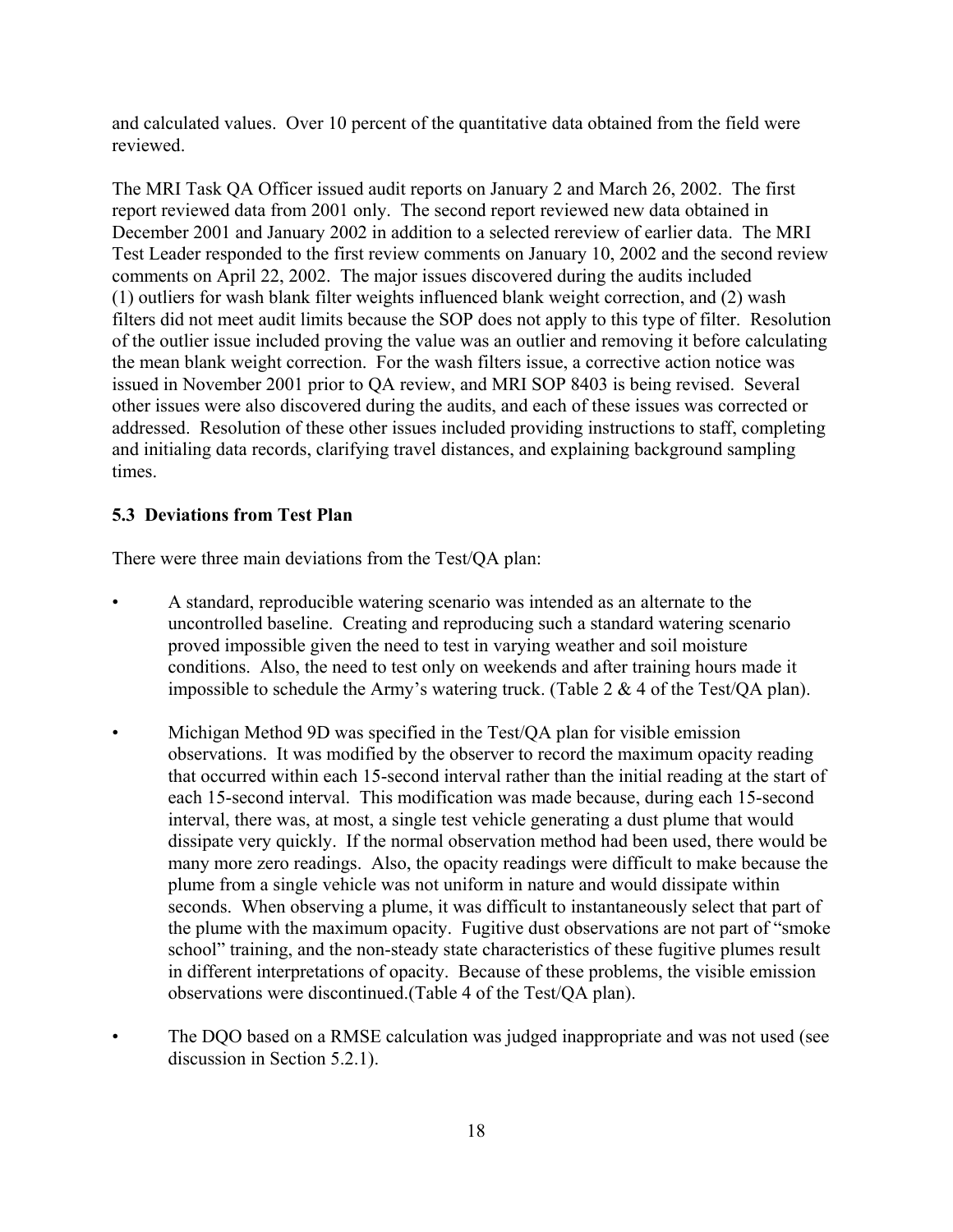and calculated values. Over 10 percent of the quantitative data obtained from the field were reviewed.

The MRI Task QA Officer issued audit reports on January 2 and March 26, 2002. The first report reviewed data from 2001 only. The second report reviewed new data obtained in December 2001 and January 2002 in addition to a selected rereview of earlier data. The MRI Test Leader responded to the first review comments on January 10, 2002 and the second review comments on April 22, 2002. The major issues discovered during the audits included (1) outliers for wash blank filter weights influenced blank weight correction, and (2) wash filters did not meet audit limits because the SOP does not apply to this type of filter. Resolution of the outlier issue included proving the value was an outlier and removing it before calculating the mean blank weight correction. For the wash filters issue, a corrective action notice was issued in November 2001 prior to QA review, and MRI SOP 8403 is being revised. Several other issues were also discovered during the audits, and each of these issues was corrected or addressed. Resolution of these other issues included providing instructions to staff, completing and initialing data records, clarifying travel distances, and explaining background sampling times.

### 5.3 Deviations from Test Plan

There were three main deviations from the Test/QA plan:

- A standard, reproducible watering scenario was intended as an alternate to the uncontrolled baseline. Creating and reproducing such a standard watering scenario proved impossible given the need to test in varying weather and soil moisture conditions. Also, the need to test only on weekends and after training hours made it impossible to schedule the Army's watering truck. (Table 2 & 4 of the Test/QA plan).
- Michigan Method 9D was specified in the Test/QA plan for visible emission observations. It was modified by the observer to record the maximum opacity reading that occurred within each 15-second interval rather than the initial reading at the start of each 15-second interval. This modification was made because, during each 15-second interval, there was, at most, a single test vehicle generating a dust plume that would dissipate very quickly. If the normal observation method had been used, there would be many more zero readings. Also, the opacity readings were difficult to make because the plume from a single vehicle was not uniform in nature and would dissipate within seconds. When observing a plume, it was difficult to instantaneously select that part of the plume with the maximum opacity. Fugitive dust observations are not part of "smoke school" training, and the non-steady state characteristics of these fugitive plumes result in different interpretations of opacity. Because of these problems, the visible emission observations were discontinued.(Table 4 of the Test/QA plan).
- The DQO based on a RMSE calculation was judged inappropriate and was not used (see discussion in Section 5.2.1).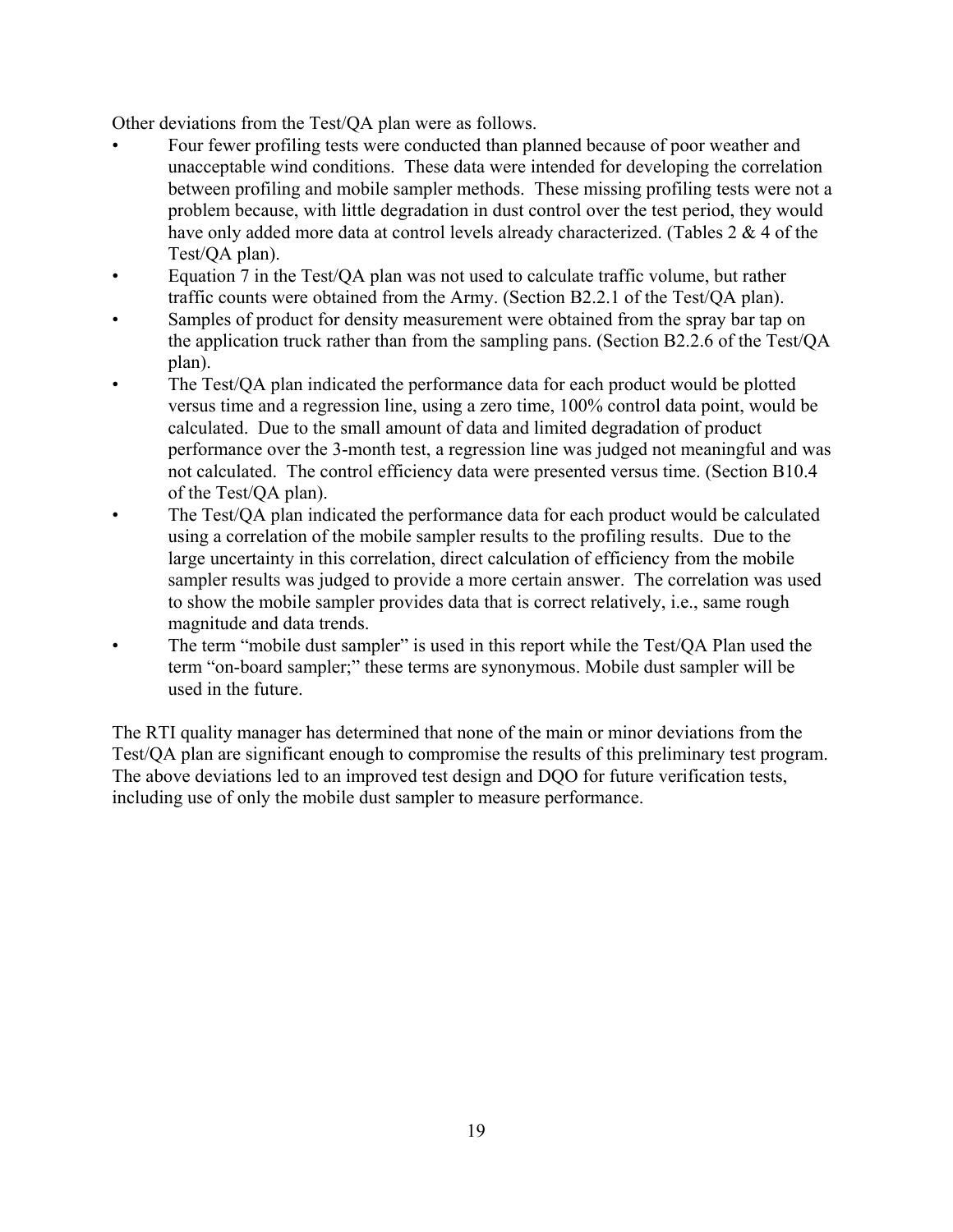Other deviations from the Test/QA plan were as follows.

- Four fewer profiling tests were conducted than planned because of poor weather and unacceptable wind conditions. These data were intended for developing the correlation between profiling and mobile sampler methods. These missing profiling tests were not a problem because, with little degradation in dust control over the test period, they would have only added more data at control levels already characterized. (Tables 2 & 4 of the Test/QA plan).
- Equation 7 in the Test/QA plan was not used to calculate traffic volume, but rather traffic counts were obtained from the Army. (Section B2.2.1 of the Test/QA plan).
- Samples of product for density measurement were obtained from the spray bar tap on the application truck rather than from the sampling pans. (Section B2.2.6 of the Test/QA plan).
- The Test/QA plan indicated the performance data for each product would be plotted versus time and a regression line, using a zero time, 100% control data point, would be calculated. Due to the small amount of data and limited degradation of product performance over the 3-month test, a regression line was judged not meaningful and was not calculated. The control efficiency data were presented versus time. (Section B10.4 of the Test/QA plan).
- The Test/QA plan indicated the performance data for each product would be calculated using a correlation of the mobile sampler results to the profiling results. Due to the large uncertainty in this correlation, direct calculation of efficiency from the mobile sampler results was judged to provide a more certain answer. The correlation was used to show the mobile sampler provides data that is correct relatively, i.e., same rough magnitude and data trends.
- The term "mobile dust sampler" is used in this report while the Test/QA Plan used the term "on-board sampler;" these terms are synonymous. Mobile dust sampler will be used in the future.

The RTI quality manager has determined that none of the main or minor deviations from the Test/QA plan are significant enough to compromise the results of this preliminary test program. The above deviations led to an improved test design and DQO for future verification tests, including use of only the mobile dust sampler to measure performance.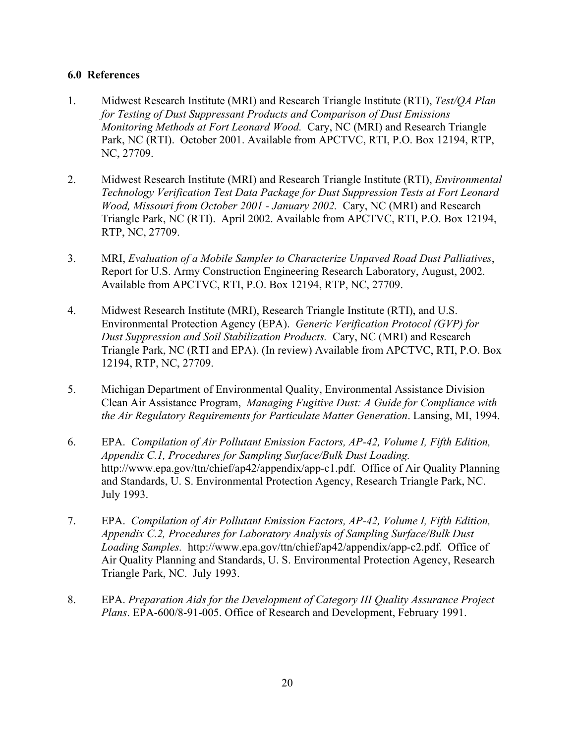## 6.0 References

1. Midwest Research Institute (MRI) and Research Triangle Institute (RTI), *Test/QA Plan for Testing of Dust Suppressant Products and Comparison of Dust Emissions Monitoring Methods at Fort Leonard Wood.* Cary, NC (MRI) and Research Triangle Park, NC (RTI). October 2001. Available from APCTVC, RTI, P.O. Box 12194, RTP, NC, 27709.

2. Midwest Research Institute (MRI) and Research Triangle Institute (RTI), *Environmental Technology Verification Test Data Package for Dust Suppression Tests at Fort Leonard Wood, Missouri from October 2001 - January 2002.* Cary, NC (MRI) and Research Triangle Park, NC (RTI). April 2002. Available from APCTVC, RTI, P.O. Box 12194, RTP, NC, 27709.

3. MRI, *Evaluation of a Mobile Sampler to Characterize Unpaved Road Dust Palliatives*, Report for U.S. Army Construction Engineering Research Laboratory, August, 2002. Available from APCTVC, RTI, P.O. Box 12194, RTP, NC, 27709.

4. Midwest Research Institute (MRI), Research Triangle Institute (RTI), and U.S. Environmental Protection Agency (EPA). *Generic Verification Protocol (GVP) for Dust Suppression and Soil Stabilization Products.* Cary, NC (MRI) and Research Triangle Park, NC (RTI and EPA). (In review) Available from APCTVC, RTI, P.O. Box 12194, RTP, NC, 27709.

5. Michigan Department of Environmental Quality, Environmental Assistance Division Clean Air Assistance Program, *Managing Fugitive Dust: A Guide for Compliance with the Air Regulatory Requirements for Particulate Matter Generation*. Lansing, MI, 1994.

6. EPA. *Compilation of Air Pollutant Emission Factors, AP-42, Volume I, Fifth Edition, Appendix C.1, Procedures for Sampling Surface/Bulk Dust Loading.* http://www.epa.gov/ttn/chief/ap42/appendix/app-c1.pdf. Office of Air Quality Planning and Standards, U. S. Environmental Protection Agency, Research Triangle Park, NC. July 1993.

7. EPA. *Compilation of Air Pollutant Emission Factors, AP-42, Volume I, Fifth Edition, Appendix C.2, Procedures for Laboratory Analysis of Sampling Surface/Bulk Dust Loading Samples.* http://www.epa.gov/ttn/chief/ap42/appendix/app-c2.pdf. Office of Air Quality Planning and Standards, U. S. Environmental Protection Agency, Research Triangle Park, NC. July 1993.

8. EPA. *Preparation Aids for the Development of Category III Quality Assurance Project Plans*. EPA-600/8-91-005. Office of Research and Development, February 1991.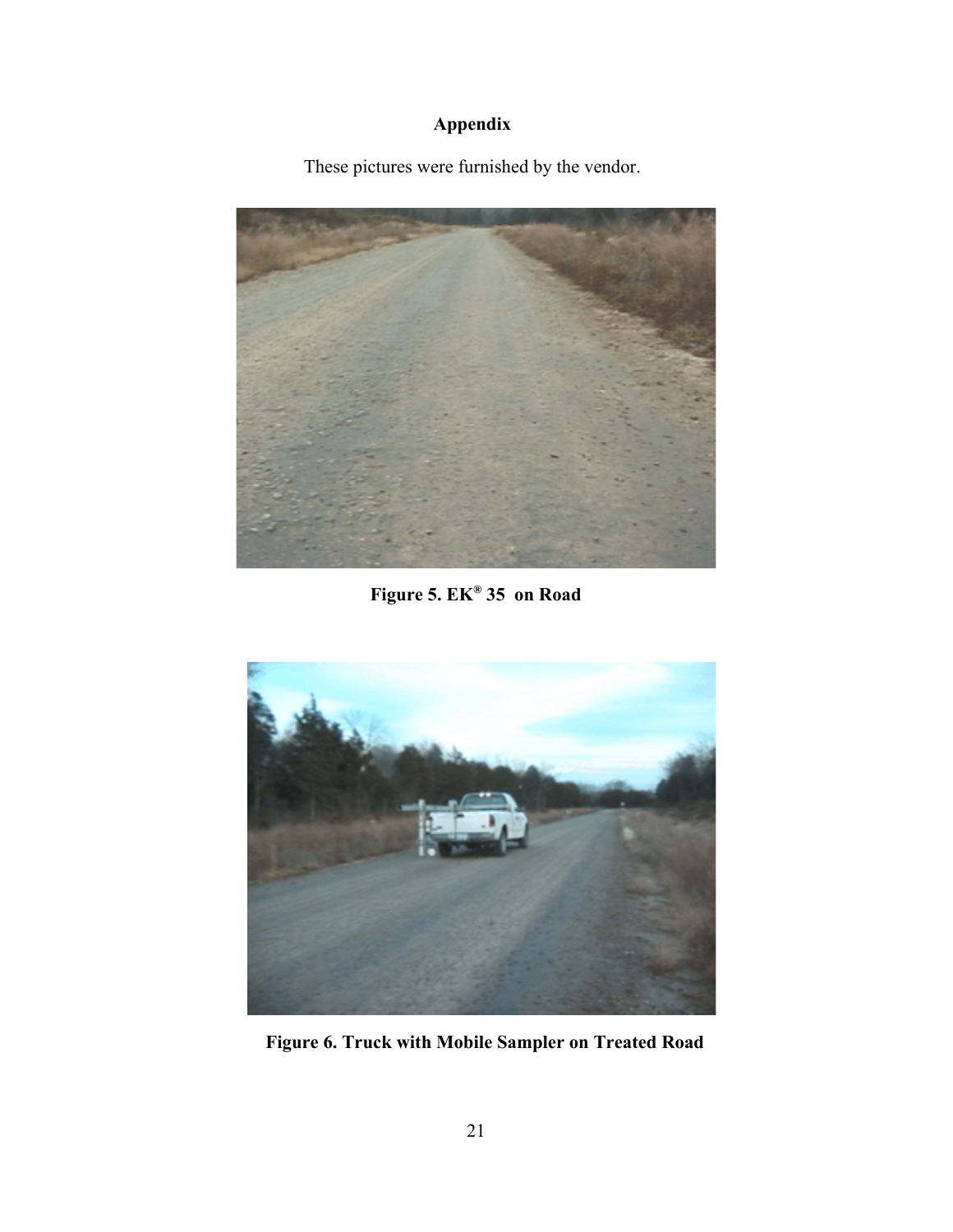## Appendix

These pictures were furnished by the vendor.

**Figure 5. EK® 35 on Road**

**Figure 6. Truck with Mobile Sampler on Treated Road**